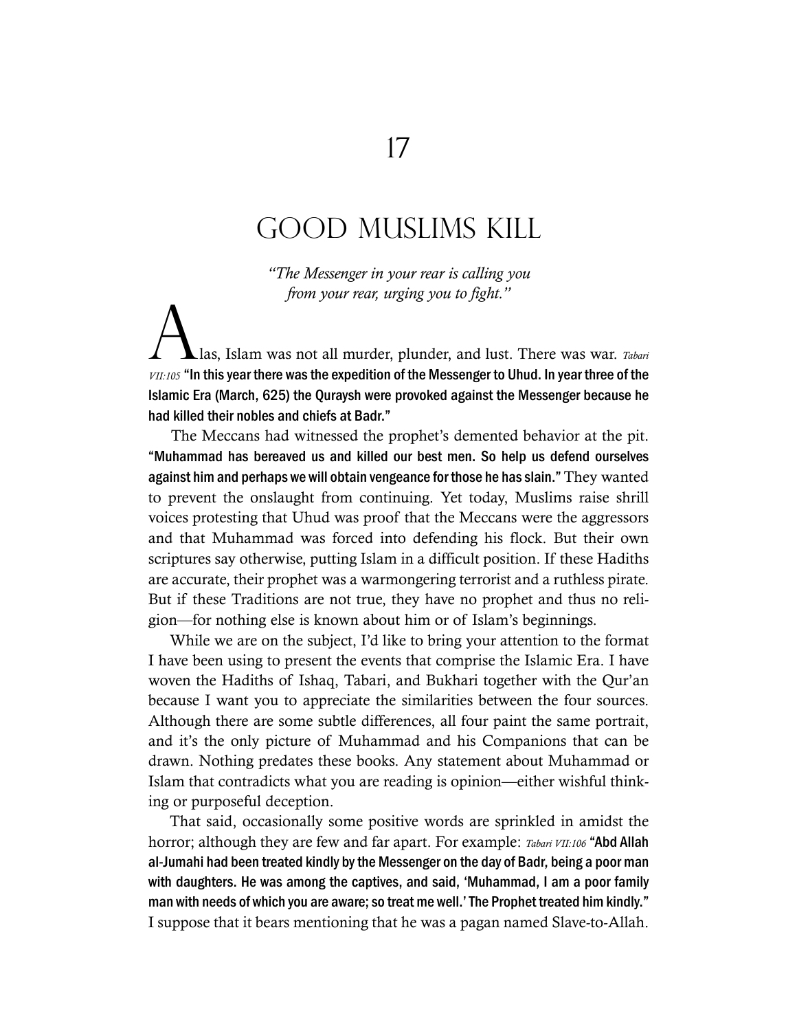# 17

# GOOD MUSLIMS KILL

*"The Messenger in your rear is calling you from your rear, urging you to fight."*

Alas, Islam was not all murder, plunder, and lust. There was war. *Tabari VII:105* **"In this year there was the expedition of the Messenger to Uhud. In year three of the Islamic Era (March, 625) the Quraysh were provoked against the Messenger because he had killed their nobles and chiefs at Badr."**

The Meccans had witnessed the prophet's demented behavior at the pit. **"Muhammad has bereaved us and killed our best men. So help us defend ourselves against him and perhaps we will obtain vengeance for those he has slain."** They wanted to prevent the onslaught from continuing. Yet today, Muslims raise shrill voices protesting that Uhud was proof that the Meccans were the aggressors and that Muhammad was forced into defending his flock. But their own scriptures say otherwise, putting Islam in a difficult position. If these Hadiths are accurate, their prophet was a warmongering terrorist and a ruthless pirate. But if these Traditions are not true, they have no prophet and thus no religion—for nothing else is known about him or of Islam's beginnings.

While we are on the subject, I'd like to bring your attention to the format I have been using to present the events that comprise the Islamic Era. I have woven the Hadiths of Ishaq, Tabari, and Bukhari together with the Qur'an because I want you to appreciate the similarities between the four sources. Although there are some subtle differences, all four paint the same portrait, and it's the only picture of Muhammad and his Companions that can be drawn. Nothing predates these books. Any statement about Muhammad or Islam that contradicts what you are reading is opinion—either wishful thinking or purposeful deception.

That said, occasionally some positive words are sprinkled in amidst the horror; although they are few and far apart. For example: *Tabari VII:106* **"Abd Allah al-Jumahi had been treated kindly by the Messenger on the day of Badr, being a poor man with daughters. He was among the captives, and said, 'Muhammad, I am a poor family man with needs of which you are aware; so treat me well.' The Prophet treated him kindly."** I suppose that it bears mentioning that he was a pagan named Slave-to-Allah.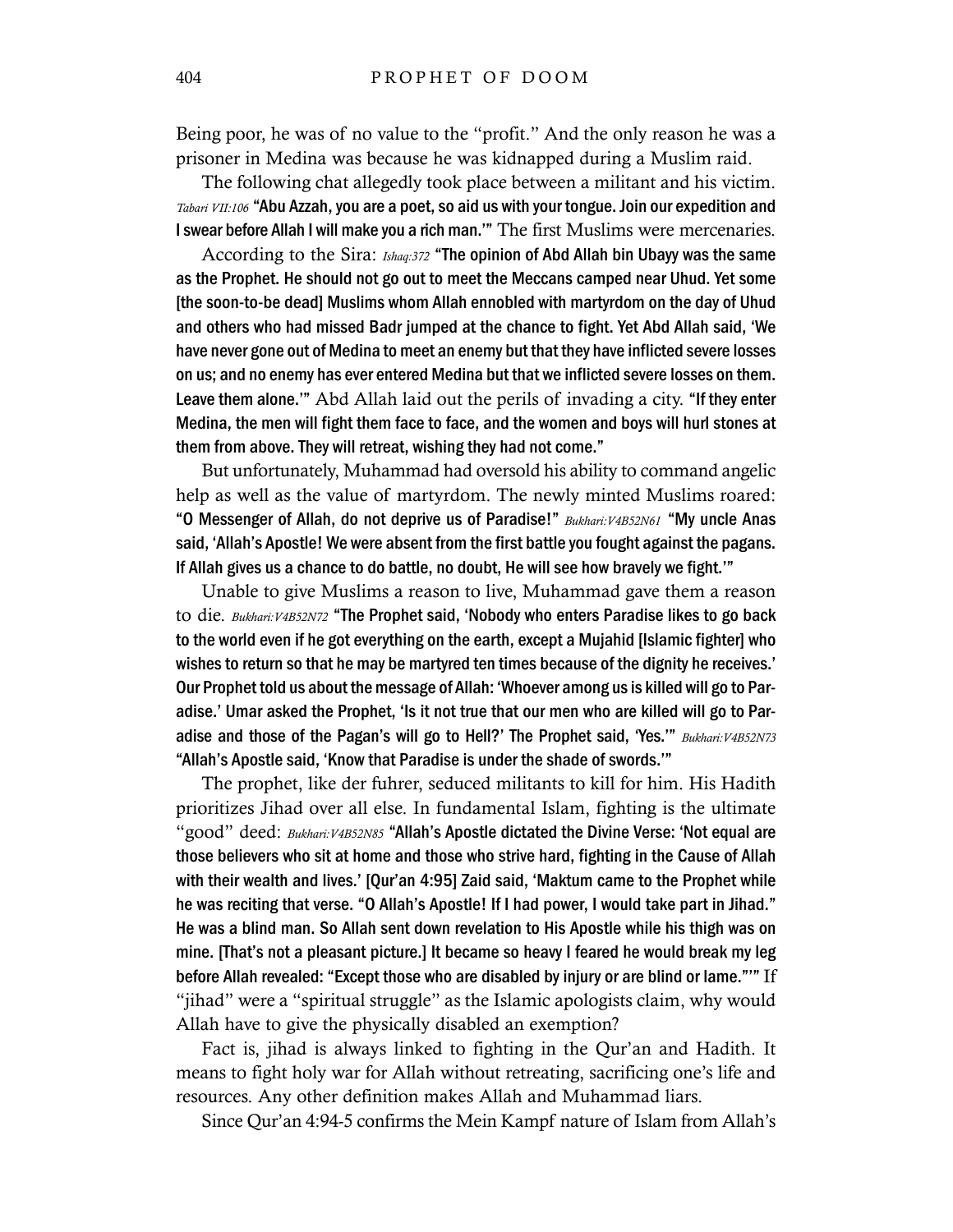Being poor, he was of no value to the "profit." And the only reason he was a prisoner in Medina was because he was kidnapped during a Muslim raid.

The following chat allegedly took place between a militant and his victim. *Tabari VII:106* **"Abu Azzah, you are a poet, so aid us with your tongue. Join our expedition and I swear before Allah I will make you a rich man.'"** The first Muslims were mercenaries.

According to the Sira: *Ishaq:372* **"The opinion of Abd Allah bin Ubayy was the same as the Prophet. He should not go out to meet the Meccans camped near Uhud. Yet some [the soon-to-be dead] Muslims whom Allah ennobled with martyrdom on the day of Uhud and others who had missed Badr jumped at the chance to fight. Yet Abd Allah said, 'We have never gone out of Medina to meet an enemy but that they have inflicted severe losses on us; and no enemy has ever entered Medina but that we inflicted severe losses on them. Leave them alone.'"** Abd Allah laid out the perils of invading a city. **"If they enter Medina, the men will fight them face to face, and the women and boys will hurl stones at them from above. They will retreat, wishing they had not come."**

But unfortunately, Muhammad had oversold his ability to command angelic help as well as the value of martyrdom. The newly minted Muslims roared: **"O Messenger of Allah, do not deprive us of Paradise!"** *Bukhari:V4B52N61* **"My uncle Anas said, 'Allah's Apostle! We were absent from the first battle you fought against the pagans. If Allah gives us a chance to do battle, no doubt, He will see how bravely we fight.'"**

Unable to give Muslims a reason to live, Muhammad gave them a reason to die. *Bukhari:V4B52N72* **"The Prophet said, 'Nobody who enters Paradise likes to go back to the world even if he got everything on the earth, except a Mujahid [Islamic fighter] who wishes to return so that he may be martyred ten times because of the dignity he receives.' Our Prophet told us about the message of Allah: 'Whoever among us is killed will go to Paradise.' Umar asked the Prophet, 'Is it not true that our men who are killed will go to Paradise and those of the Pagan's will go to Hell?' The Prophet said, 'Yes.'"** *Bukhari:V4B52N73* **"Allah's Apostle said, 'Know that Paradise is under the shade of swords.'"**

The prophet, like der fuhrer, seduced militants to kill for him. His Hadith prioritizes Jihad over all else. In fundamental Islam, fighting is the ultimate "good" deed: *Bukhari:V4B52N85* **"Allah's Apostle dictated the Divine Verse: 'Not equal are those believers who sit at home and those who strive hard, fighting in the Cause of Allah with their wealth and lives.' [Qur'an 4:95] Zaid said, 'Maktum came to the Prophet while he was reciting that verse. "O Allah's Apostle! If I had power, I would take part in Jihad." He was a blind man. So Allah sent down revelation to His Apostle while his thigh was on mine. [That's not a pleasant picture.] It became so heavy I feared he would break my leg before Allah revealed: "Except those who are disabled by injury or are blind or lame."'"** If "jihad" were a "spiritual struggle" as the Islamic apologists claim, why would Allah have to give the physically disabled an exemption?

Fact is, jihad is always linked to fighting in the Qur'an and Hadith. It means to fight holy war for Allah without retreating, sacrificing one's life and resources. Any other definition makes Allah and Muhammad liars.

Since Qur'an 4:94-5 confirms the Mein Kampf nature of Islam from Allah's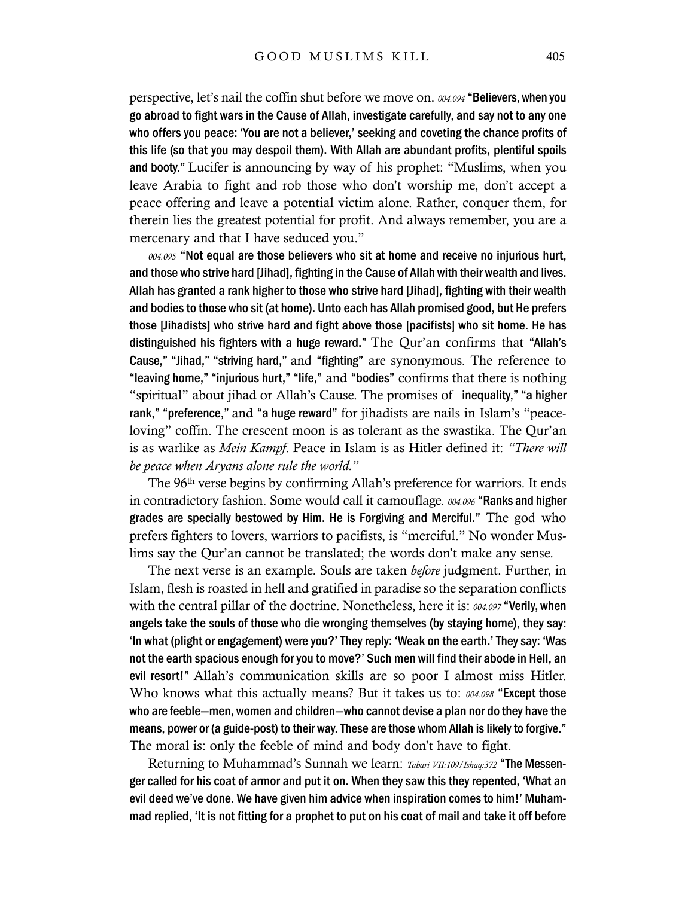perspective, let's nail the coffin shut before we move on. *004.094* **"Believers, when you go abroad to fight wars in the Cause of Allah, investigate carefully, and say not to any one who offers you peace: 'You are not a believer,' seeking and coveting the chance profits of this life (so that you may despoil them). With Allah are abundant profits, plentiful spoils and booty."** Lucifer is announcing by way of his prophet: "Muslims, when you leave Arabia to fight and rob those who don't worship me, don't accept a peace offering and leave a potential victim alone. Rather, conquer them, for therein lies the greatest potential for profit. And always remember, you are a mercenary and that I have seduced you."

*004.095* **"Not equal are those believers who sit at home and receive no injurious hurt, and those who strive hard [Jihad], fighting in the Cause of Allah with their wealth and lives. Allah has granted a rank higher to those who strive hard [Jihad], fighting with their wealth and bodies to those who sit (at home). Unto each has Allah promised good, but He prefers those [Jihadists] who strive hard and fight above those [pacifists] who sit home. He has distinguished his fighters with a huge reward."** The Qur'an confirms that **"Allah's Cause," "Jihad," "striving hard,"** and **"fighting"** are synonymous. The reference to **"leaving home," "injurious hurt," "life,"** and **"bodies"** confirms that there is nothing "spiritual" about jihad or Allah's Cause. The promises of **inequality," "a higher rank," "preference,"** and **"a huge reward"** for jihadists are nails in Islam's "peace-loving" coffin. The crescent moon is as tolerant as the swastika. The Qur'an is as warlike as *Mein Kampf*. Peace in Islam is as Hitler defined it: *"There will be peace when Aryans alone rule the world."*

The 96th verse begins by confirming Allah's preference for warriors. It ends in contradictory fashion. Some would call it camouflage. *004.096* **"Ranks and higher grades are specially bestowed by Him. He is Forgiving and Merciful."** The god who prefers fighters to lovers, warriors to pacifists, is "merciful." No wonder Muslims say the Qur'an cannot be translated; the words don't make any sense.

The next verse is an example. Souls are taken *before* judgment. Further, in Islam, flesh is roasted in hell and gratified in paradise so the separation conflicts with the central pillar of the doctrine. Nonetheless, here it is: *004.097* **"Verily, when angels take the souls of those who die wronging themselves (by staying home), they say: 'In what (plight or engagement) were you?' They reply: 'Weak on the earth.' They say: 'Was not the earth spacious enough for you to move?' Such men will find their abode in Hell, an evil resort!"** Allah's communication skills are so poor I almost miss Hitler. Who knows what this actually means? But it takes us to: *004.098* **"Except those who are feeble—men, women and children—who cannot devise a plan nor do they have the means, power or (a guide-post) to their way. These are those whom Allah is likely to forgive."** The moral is: only the feeble of mind and body don't have to fight.

Returning to Muhammad's Sunnah we learn: *Tabari VII:109/Ishaq:372* **"The Messenger called for his coat of armor and put it on. When they saw this they repented, 'What an evil deed we've done. We have given him advice when inspiration comes to him!' Muhammad replied, 'It is not fitting for a prophet to put on his coat of mail and take it off before**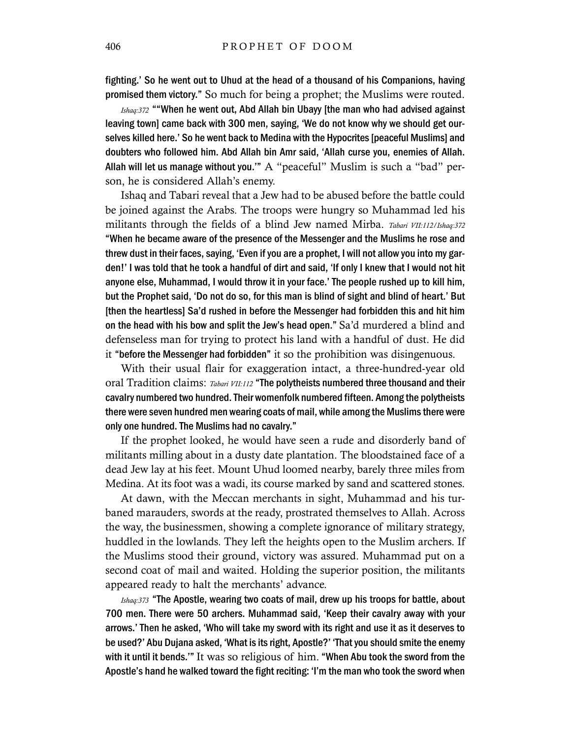fighting.' So he went out to Uhud at the head of a thousand of his Companions, having promised them victory." So much for being a prophet; the Muslims were routed.

*Ishaq:372* ""When he went out, Abd Allah bin Ubayy [the man who had advised against leaving town] came back with 300 men, saying, 'We do not know why we should get ourselves killed here.' So he went back to Medina with the Hypocrites [peaceful Muslims] and doubters who followed him. Abd Allah bin Amr said, 'Allah curse you, enemies of Allah. Allah will let us manage without you.'" A "peaceful" Muslim is such a "bad" person, he is considered Allah's enemy.

Ishaq and Tabari reveal that a Jew had to be abused before the battle could be joined against the Arabs. The troops were hungry so Muhammad led his militants through the fields of a blind Jew named Mirba. *Tabari VII:112/Ishaq:372* "When he became aware of the presence of the Messenger and the Muslims he rose and threw dust in their faces, saying, 'Even if you are a prophet, I will not allow you into my garden!' I was told that he took a handful of dirt and said, 'If only I knew that I would not hit anyone else, Muhammad, I would throw it in your face.' The people rushed up to kill him, but the Prophet said, 'Do not do so, for this man is blind of sight and blind of heart.' But [then the heartless] Sa'd rushed in before the Messenger had forbidden this and hit him on the head with his bow and split the Jew's head open." Sa'd murdered a blind and defenseless man for trying to protect his land with a handful of dust. He did it "before the Messenger had forbidden" it so the prohibition was disingenuous.

With their usual flair for exaggeration intact, a three-hundred-year old oral Tradition claims: *Tabari VII:112* "The polytheists numbered three thousand and their cavalry numbered two hundred. Their womenfolk numbered fifteen. Among the polytheists there were seven hundred men wearing coats of mail, while among the Muslims there were only one hundred. The Muslims had no cavalry."

If the prophet looked, he would have seen a rude and disorderly band of militants milling about in a dusty date plantation. The bloodstained face of a dead Jew lay at his feet. Mount Uhud loomed nearby, barely three miles from Medina. At its foot was a wadi, its course marked by sand and scattered stones.

At dawn, with the Meccan merchants in sight, Muhammad and his turbaned marauders, swords at the ready, prostrated themselves to Allah. Across the way, the businessmen, showing a complete ignorance of military strategy, huddled in the lowlands. They left the heights open to the Muslim archers. If the Muslims stood their ground, victory was assured. Muhammad put on a second coat of mail and waited. Holding the superior position, the militants appeared ready to halt the merchants' advance.

*Ishaq:373* "The Apostle, wearing two coats of mail, drew up his troops for battle, about 700 men. There were 50 archers. Muhammad said, 'Keep their cavalry away with your arrows.' Then he asked, 'Who will take my sword with its right and use it as it deserves to be used?' Abu Dujana asked, 'What is its right, Apostle?' 'That you should smite the enemy with it until it bends.'" It was so religious of him. "When Abu took the sword from the Apostle's hand he walked toward the fight reciting: 'I'm the man who took the sword when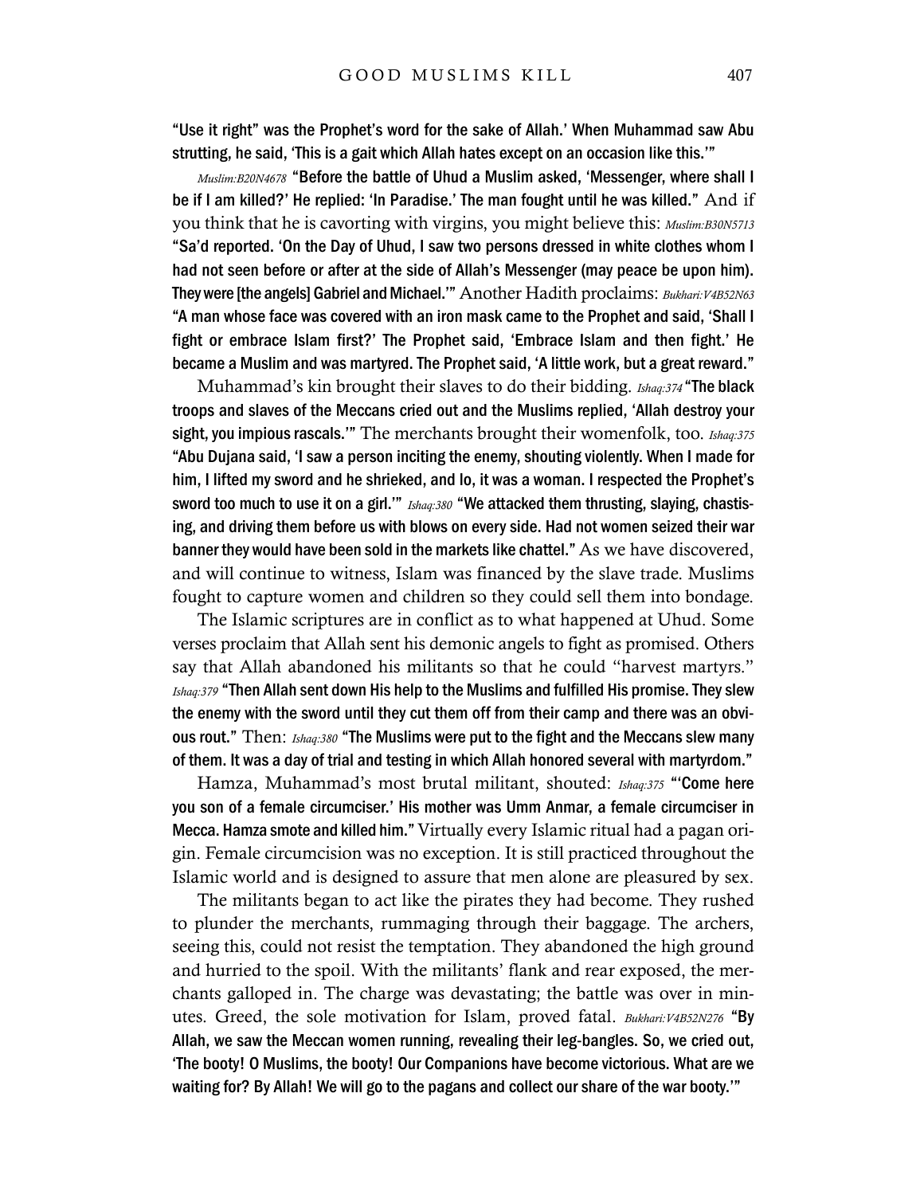"Use it right" was the Prophet's word for the sake of Allah.' When Muhammad saw Abu strutting, he said, 'This is a gait which Allah hates except on an occasion like this.'"

*Muslim:B20N4678* "Before the battle of Uhud a Muslim asked, 'Messenger, where shall I be if I am killed?' He replied: 'In Paradise.' The man fought until he was killed." And if you think that he is cavorting with virgins, you might believe this: *Muslim:B30N5713* "Sa'd reported. 'On the Day of Uhud, I saw two persons dressed in white clothes whom I had not seen before or after at the side of Allah's Messenger (may peace be upon him). They were [the angels] Gabriel and Michael.'" Another Hadith proclaims: *Bukhari:V4B52N63* "A man whose face was covered with an iron mask came to the Prophet and said, 'Shall I fight or embrace Islam first?' The Prophet said, 'Embrace Islam and then fight.' He became a Muslim and was martyred. The Prophet said, 'A little work, but a great reward.'"

Muhammad's kin brought their slaves to do their bidding. *Ishaq:374* "The black troops and slaves of the Meccans cried out and the Muslims replied, 'Allah destroy your sight, you impious rascals.'" The merchants brought their womenfolk, too. *Ishaq:375* "Abu Dujana said, 'I saw a person inciting the enemy, shouting violently. When I made for him, I lifted my sword and he shrieked, and lo, it was a woman. I respected the Prophet's sword too much to use it on a girl.'" *Ishaq:380* "We attacked them thrusting, slaying, chastising, and driving them before us with blows on every side. Had not women seized their war banner they would have been sold in the markets like chattel." As we have discovered, and will continue to witness, Islam was financed by the slave trade. Muslims fought to capture women and children so they could sell them into bondage.

The Islamic scriptures are in conflict as to what happened at Uhud. Some verses proclaim that Allah sent his demonic angels to fight as promised. Others say that Allah abandoned his militants so that he could "harvest martyrs." *Ishaq:379* "Then Allah sent down His help to the Muslims and fulfilled His promise. They slew the enemy with the sword until they cut them off from their camp and there was an obvious rout." Then: *Ishaq:380* "The Muslims were put to the fight and the Meccans slew many of them. It was a day of trial and testing in which Allah honored several with martyrdom."

Hamza, Muhammad's most brutal militant, shouted: *Ishaq:375* "'Come here you son of a female circumciser.' His mother was Umm Anmar, a female circumciser in Mecca. Hamza smote and killed him." Virtually every Islamic ritual had a pagan origin. Female circumcision was no exception. It is still practiced throughout the Islamic world and is designed to assure that men alone are pleasured by sex.

The militants began to act like the pirates they had become. They rushed to plunder the merchants, rummaging through their baggage. The archers, seeing this, could not resist the temptation. They abandoned the high ground and hurried to the spoil. With the militants' flank and rear exposed, the merchants galloped in. The charge was devastating; the battle was over in minutes. Greed, the sole motivation for Islam, proved fatal. *Bukhari:V4B52N276* "By Allah, we saw the Meccan women running, revealing their leg-bangles. So, we cried out, 'The booty! O Muslims, the booty! Our Companions have become victorious. What are we waiting for? By Allah! We will go to the pagans and collect our share of the war booty.'"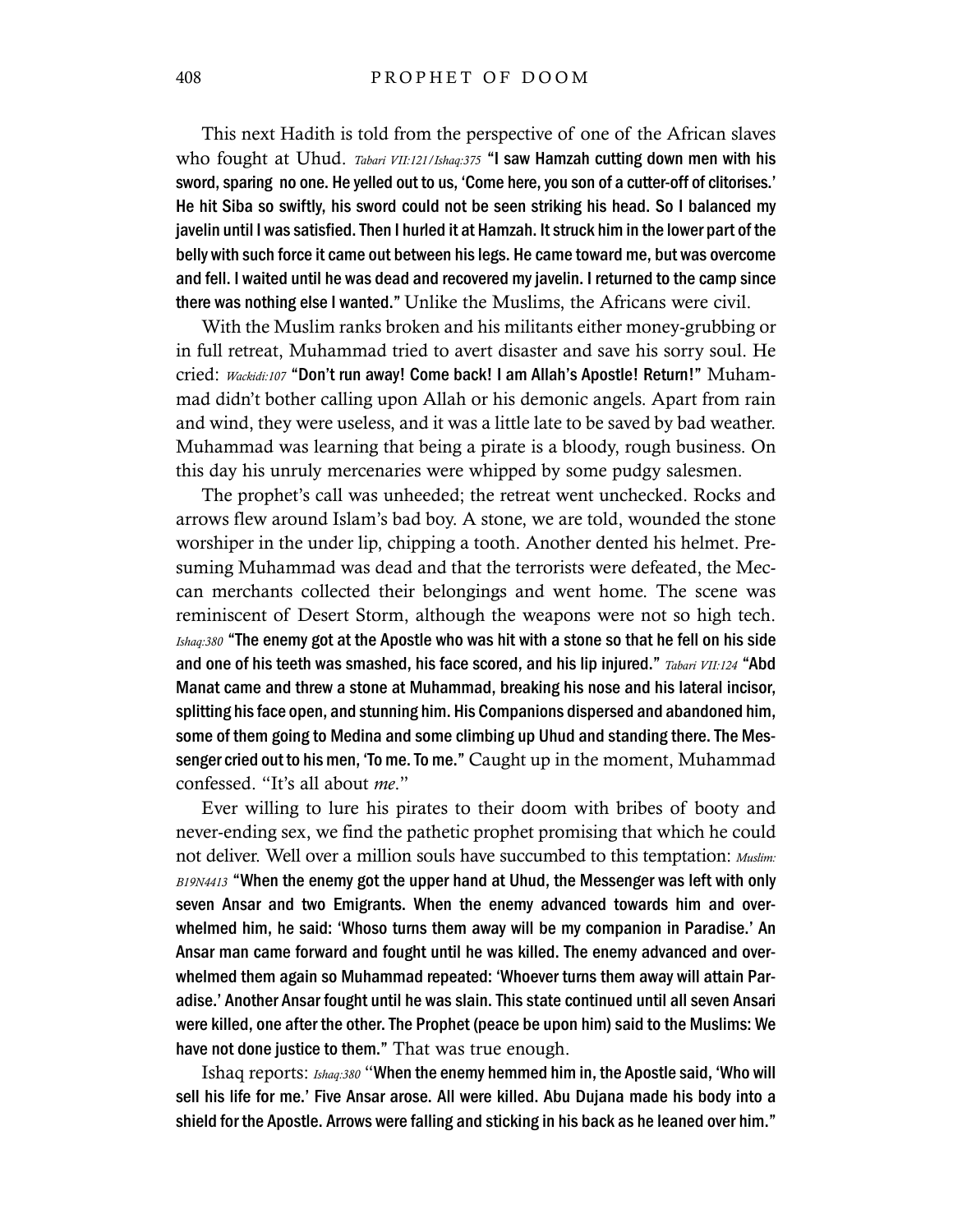This next Hadith is told from the perspective of one of the African slaves who fought at Uhud. *Tabari VII:121/Ishaq:375* **"I saw Hamzah cutting down men with his sword, sparing no one. He yelled out to us, 'Come here, you son of a cutter-off of clitorises.' He hit Siba so swiftly, his sword could not be seen striking his head. So I balanced my javelin until I was satisfied. Then I hurled it at Hamzah. It struck him in the lower part of the belly with such force it came out between his legs. He came toward me, but was overcome and fell. I waited until he was dead and recovered my javelin. I returned to the camp since there was nothing else I wanted."** Unlike the Muslims, the Africans were civil.

With the Muslim ranks broken and his militants either money-grubbing or in full retreat, Muhammad tried to avert disaster and save his sorry soul. He cried: *Wackidi:107* **"Don't run away! Come back! I am Allah's Apostle! Return!"** Muhammad didn't bother calling upon Allah or his demonic angels. Apart from rain and wind, they were useless, and it was a little late to be saved by bad weather. Muhammad was learning that being a pirate is a bloody, rough business. On this day his unruly mercenaries were whipped by some pudgy salesmen.

The prophet's call was unheeded; the retreat went unchecked. Rocks and arrows flew around Islam's bad boy. A stone, we are told, wounded the stone worshiper in the under lip, chipping a tooth. Another dented his helmet. Presuming Muhammad was dead and that the terrorists were defeated, the Meccan merchants collected their belongings and went home. The scene was reminiscent of Desert Storm, although the weapons were not so high tech. *Ishaq:380* **"The enemy got at the Apostle who was hit with a stone so that he fell on his side and one of his teeth was smashed, his face scored, and his lip injured."** *Tabari VII:124* **"Abd Manat came and threw a stone at Muhammad, breaking his nose and his lateral incisor, splitting his face open, and stunning him. His Companions dispersed and abandoned him, some of them going to Medina and some climbing up Uhud and standing there. The Messenger cried out to his men, 'To me. To me."** Caught up in the moment, Muhammad confessed. "It's all about *me*."

Ever willing to lure his pirates to their doom with bribes of booty and never-ending sex, we find the pathetic prophet promising that which he could not deliver. Well over a million souls have succumbed to this temptation: *Muslim: B19N4413* **"When the enemy got the upper hand at Uhud, the Messenger was left with only seven Ansar and two Emigrants. When the enemy advanced towards him and overwhelmed him, he said: 'Whoso turns them away will be my companion in Paradise.' An Ansar man came forward and fought until he was killed. The enemy advanced and overwhelmed them again so Muhammad repeated: 'Whoever turns them away will attain Paradise.' Another Ansar fought until he was slain. This state continued until all seven Ansari were killed, one after the other. The Prophet (peace be upon him) said to the Muslims: We have not done justice to them."** That was true enough.

Ishaq reports: *Ishaq:380* **"When the enemy hemmed him in, the Apostle said, 'Who will sell his life for me.' Five Ansar arose. All were killed. Abu Dujana made his body into a shield for the Apostle. Arrows were falling and sticking in his back as he leaned over him."**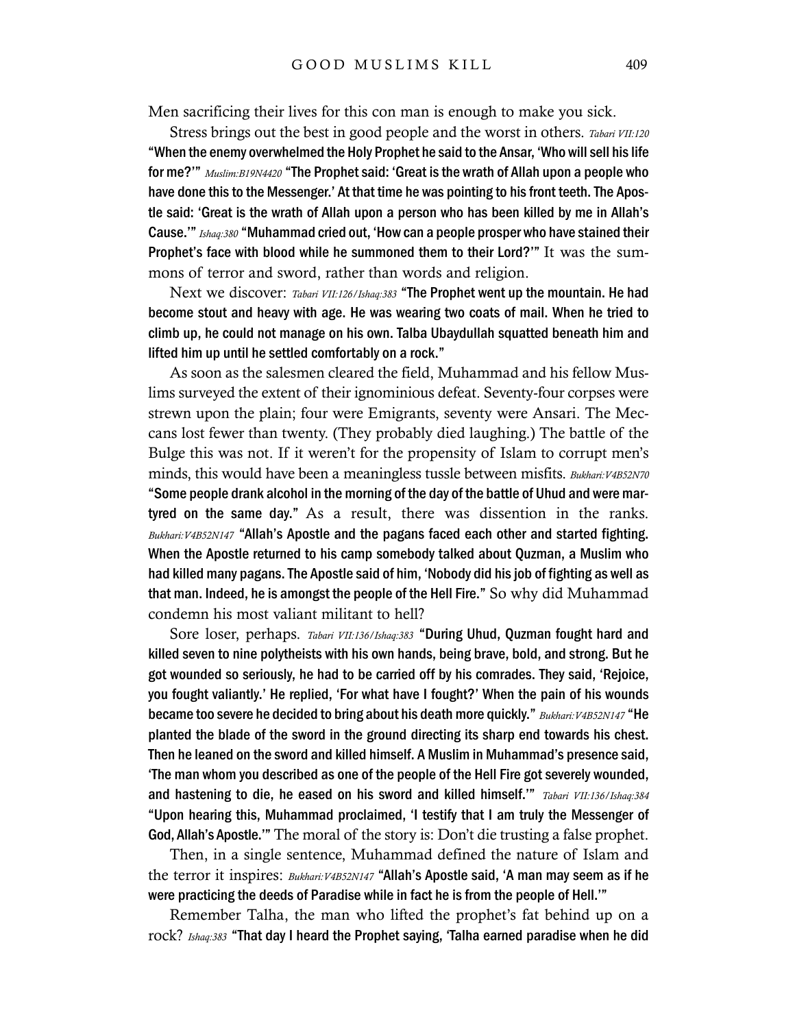Men sacrificing their lives for this con man is enough to make you sick.

Stress brings out the best in good people and the worst in others. *Tabari VII:120* **"When the enemy overwhelmed the Holy Prophet he said to the Ansar, 'Who will sell his life for me?'"** *Muslim:B19N4420* **"The Prophet said: 'Great is the wrath of Allah upon a people who have done this to the Messenger.' At that time he was pointing to his front teeth. The Apostle said: 'Great is the wrath of Allah upon a person who has been killed by me in Allah's Cause.'"** *Ishaq:380* **"Muhammad cried out, 'How can a people prosper who have stained their Prophet's face with blood while he summoned them to their Lord?'"** It was the summons of terror and sword, rather than words and religion.

Next we discover: *Tabari VII:126/Ishaq:383* **"The Prophet went up the mountain. He had become stout and heavy with age. He was wearing two coats of mail. When he tried to climb up, he could not manage on his own. Talba Ubaydullah squatted beneath him and lifted him up until he settled comfortably on a rock."**

As soon as the salesmen cleared the field, Muhammad and his fellow Muslims surveyed the extent of their ignominious defeat. Seventy-four corpses were strewn upon the plain; four were Emigrants, seventy were Ansari. The Meccans lost fewer than twenty. (They probably died laughing.) The battle of the Bulge this was not. If it weren't for the propensity of Islam to corrupt men's minds, this would have been a meaningless tussle between misfits. *Bukhari:V4B52N70* **"Some people drank alcohol in the morning of the day of the battle of Uhud and were martyred on the same day."** As a result, there was dissention in the ranks. *Bukhari:V4B52N147* **"Allah's Apostle and the pagans faced each other and started fighting. When the Apostle returned to his camp somebody talked about Quzman, a Muslim who had killed many pagans. The Apostle said of him, 'Nobody did his job of fighting as well as that man. Indeed, he is amongst the people of the Hell Fire."** So why did Muhammad condemn his most valiant militant to hell?

Sore loser, perhaps. *Tabari VII:136/Ishaq:383* **"During Uhud, Quzman fought hard and killed seven to nine polytheists with his own hands, being brave, bold, and strong. But he got wounded so seriously, he had to be carried off by his comrades. They said, 'Rejoice, you fought valiantly.' He replied, 'For what have I fought?' When the pain of his wounds became too severe he decided to bring about his death more quickly."** *Bukhari:V4B52N147* **"He planted the blade of the sword in the ground directing its sharp end towards his chest. Then he leaned on the sword and killed himself. A Muslim in Muhammad's presence said, 'The man whom you described as one of the people of the Hell Fire got severely wounded, and hastening to die, he eased on his sword and killed himself.'"** *Tabari VII:136/Ishaq:384* **"Upon hearing this, Muhammad proclaimed, 'I testify that I am truly the Messenger of God, Allah's Apostle.'"** The moral of the story is: Don't die trusting a false prophet.

Then, in a single sentence, Muhammad defined the nature of Islam and the terror it inspires: *Bukhari:V4B52N147* **"Allah's Apostle said, 'A man may seem as if he were practicing the deeds of Paradise while in fact he is from the people of Hell.'"**

Remember Talha, the man who lifted the prophet's fat behind up on a rock? *Ishaq:383* **"That day I heard the Prophet saying, 'Talha earned paradise when he did**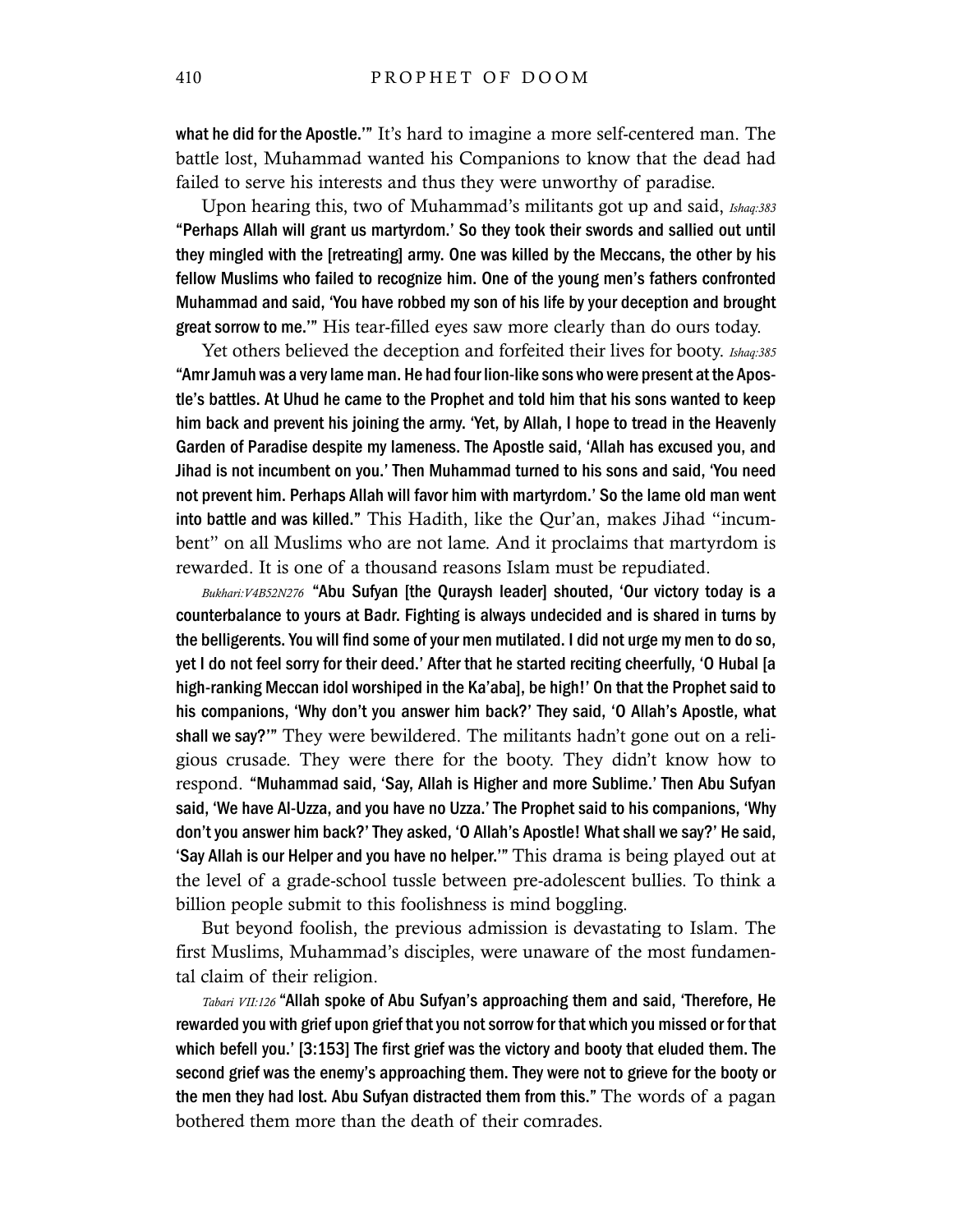what he did for the Apostle.'" It's hard to imagine a more self-centered man. The battle lost, Muhammad wanted his Companions to know that the dead had failed to serve his interests and thus they were unworthy of paradise.

Upon hearing this, two of Muhammad's militants got up and said, *Ishaq:383* **"Perhaps Allah will grant us martyrdom.' So they took their swords and sallied out until they mingled with the [retreating] army. One was killed by the Meccans, the other by his fellow Muslims who failed to recognize him. One of the young men's fathers confronted Muhammad and said, 'You have robbed my son of his life by your deception and brought great sorrow to me.'"** His tear-filled eyes saw more clearly than do ours today.

Yet others believed the deception and forfeited their lives for booty. *Ishaq:385* **"Amr Jamuh was a very lame man. He had four lion-like sons who were present at the Apostle's battles. At Uhud he came to the Prophet and told him that his sons wanted to keep him back and prevent his joining the army. 'Yet, by Allah, I hope to tread in the Heavenly Garden of Paradise despite my lameness. The Apostle said, 'Allah has excused you, and Jihad is not incumbent on you.' Then Muhammad turned to his sons and said, 'You need not prevent him. Perhaps Allah will favor him with martyrdom.' So the lame old man went into battle and was killed."** This Hadith, like the Qur'an, makes Jihad "incumbent" on all Muslims who are not lame. And it proclaims that martyrdom is rewarded. It is one of a thousand reasons Islam must be repudiated.

*Bukhari:V4B52N276* **"Abu Sufyan [the Quraysh leader] shouted, 'Our victory today is a counterbalance to yours at Badr. Fighting is always undecided and is shared in turns by the belligerents. You will find some of your men mutilated. I did not urge my men to do so, yet I do not feel sorry for their deed.' After that he started reciting cheerfully, 'O Hubal [a high-ranking Meccan idol worshiped in the Ka'aba], be high!' On that the Prophet said to his companions, 'Why don't you answer him back?' They said, 'O Allah's Apostle, what shall we say?'"** They were bewildered. The militants hadn't gone out on a religious crusade. They were there for the booty. They didn't know how to respond. **"Muhammad said, 'Say, Allah is Higher and more Sublime.' Then Abu Sufyan said, 'We have Al-Uzza, and you have no Uzza.' The Prophet said to his companions, 'Why don't you answer him back?' They asked, 'O Allah's Apostle! What shall we say?' He said, 'Say Allah is our Helper and you have no helper.'"** This drama is being played out at the level of a grade-school tussle between pre-adolescent bullies. To think a billion people submit to this foolishness is mind boggling.

But beyond foolish, the previous admission is devastating to Islam. The first Muslims, Muhammad's disciples, were unaware of the most fundamental claim of their religion.

*Tabari VII:126* **"Allah spoke of Abu Sufyan's approaching them and said, 'Therefore, He rewarded you with grief upon grief that you not sorrow for that which you missed or for that which befell you.' [3:153] The first grief was the victory and booty that eluded them. The second grief was the enemy's approaching them. They were not to grieve for the booty or the men they had lost. Abu Sufyan distracted them from this."** The words of a pagan bothered them more than the death of their comrades.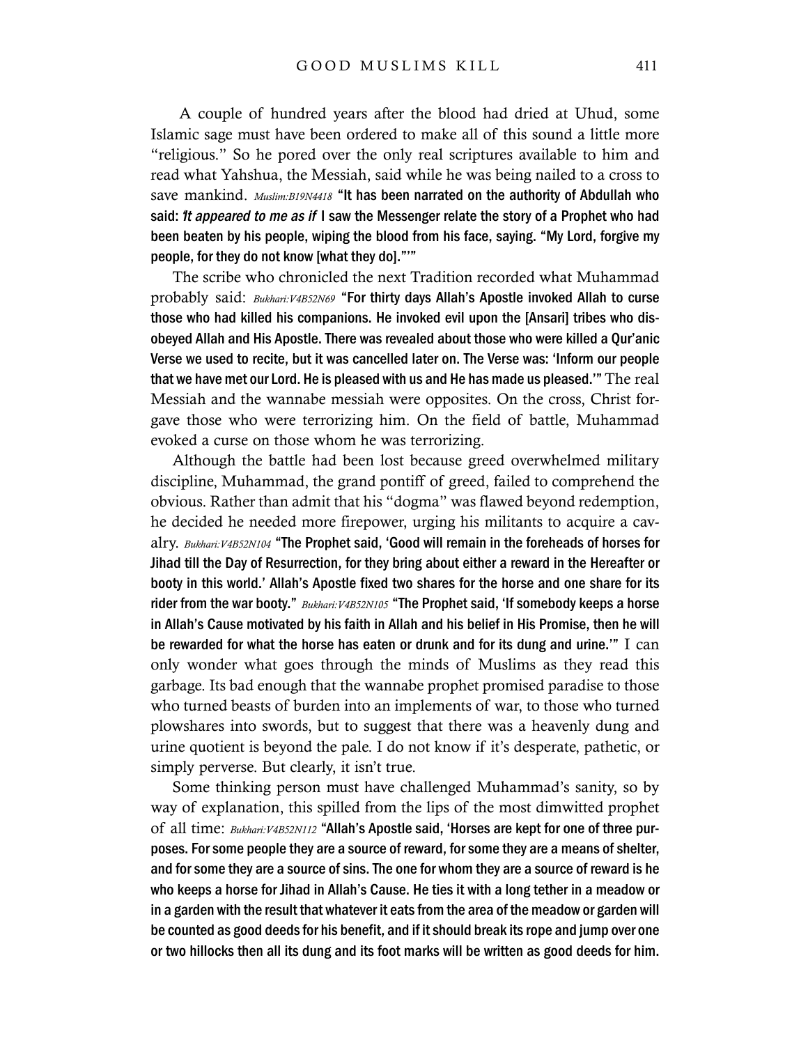A couple of hundred years after the blood had dried at Uhud, some Islamic sage must have been ordered to make all of this sound a little more "religious." So he pored over the only real scriptures available to him and read what Yahshua, the Messiah, said while he was being nailed to a cross to save mankind. *Muslim:B19N4418* **"It has been narrated on the authority of Abdullah who said: '*It appeared to me as if* I saw the Messenger relate the story of a Prophet who had been beaten by his people, wiping the blood from his face, saying. "My Lord, forgive my people, for they do not know [what they do]."'"**

The scribe who chronicled the next Tradition recorded what Muhammad probably said: *Bukhari:V4B52N69* **"For thirty days Allah's Apostle invoked Allah to curse those who had killed his companions. He invoked evil upon the [Ansari] tribes who disobeyed Allah and His Apostle. There was revealed about those who were killed a Qur'anic Verse we used to recite, but it was cancelled later on. The Verse was: 'Inform our people that we have met our Lord. He is pleased with us and He has made us pleased.'"** The real Messiah and the wannabe messiah were opposites. On the cross, Christ forgave those who were terrorizing him. On the field of battle, Muhammad evoked a curse on those whom he was terrorizing.

Although the battle had been lost because greed overwhelmed military discipline, Muhammad, the grand pontiff of greed, failed to comprehend the obvious. Rather than admit that his "dogma" was flawed beyond redemption, he decided he needed more firepower, urging his militants to acquire a cavalry. *Bukhari:V4B52N104* **"The Prophet said, 'Good will remain in the foreheads of horses for Jihad till the Day of Resurrection, for they bring about either a reward in the Hereafter or booty in this world.' Allah's Apostle fixed two shares for the horse and one share for its rider from the war booty."** *Bukhari:V4B52N105* **"The Prophet said, 'If somebody keeps a horse in Allah's Cause motivated by his faith in Allah and his belief in His Promise, then he will be rewarded for what the horse has eaten or drunk and for its dung and urine.'"** I can only wonder what goes through the minds of Muslims as they read this garbage. Its bad enough that the wannabe prophet promised paradise to those who turned beasts of burden into an implements of war, to those who turned plowshares into swords, but to suggest that there was a heavenly dung and urine quotient is beyond the pale. I do not know if it's desperate, pathetic, or simply perverse. But clearly, it isn't true.

Some thinking person must have challenged Muhammad's sanity, so by way of explanation, this spilled from the lips of the most dimwitted prophet of all time: *Bukhari:V4B52N112* **"Allah's Apostle said, 'Horses are kept for one of three purposes. For some people they are a source of reward, for some they are a means of shelter, and for some they are a source of sins. The one for whom they are a source of reward is he who keeps a horse for Jihad in Allah's Cause. He ties it with a long tether in a meadow or in a garden with the result that whatever it eats from the area of the meadow or garden will be counted as good deeds for his benefit, and if it should break its rope and jump over one or two hillocks then all its dung and its foot marks will be written as good deeds for him.**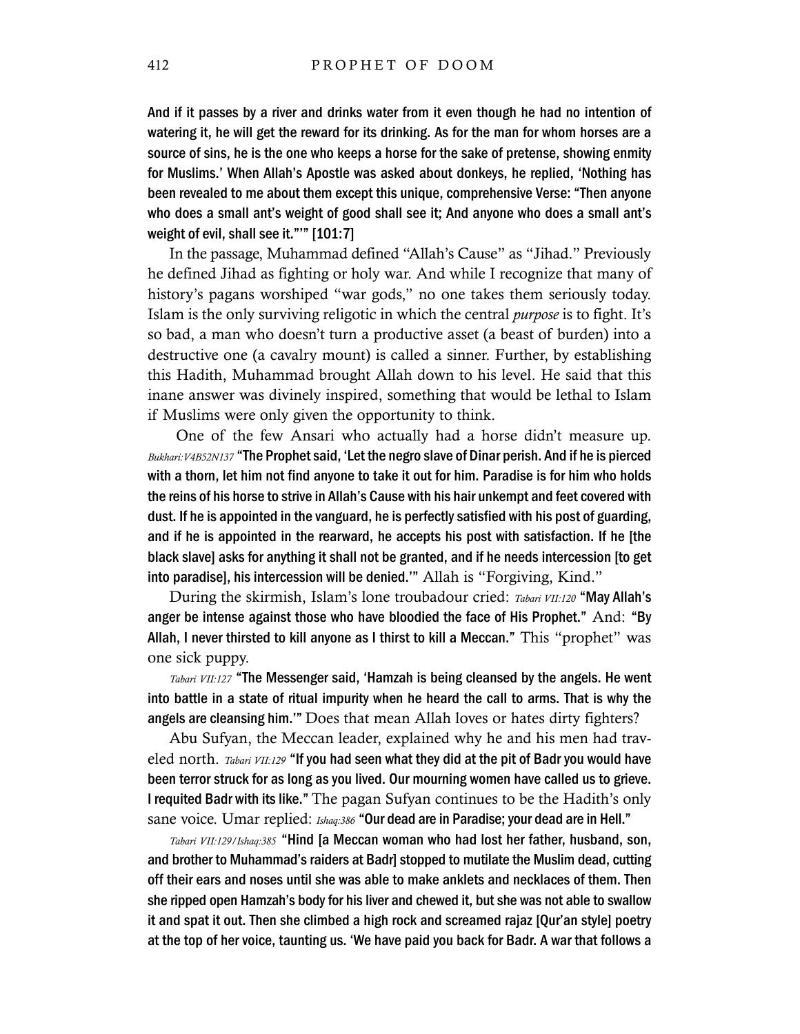**And if it passes by a river and drinks water from it even though he had no intention of watering it, he will get the reward for its drinking. As for the man for whom horses are a source of sins, he is the one who keeps a horse for the sake of pretense, showing enmity for Muslims.' When Allah's Apostle was asked about donkeys, he replied, 'Nothing has been revealed to me about them except this unique, comprehensive Verse: "Then anyone who does a small ant's weight of good shall see it; And anyone who does a small ant's weight of evil, shall see it."'" [101:7]**

In the passage, Muhammad defined "Allah's Cause" as "Jihad." Previously he defined Jihad as fighting or holy war. And while I recognize that many of history's pagans worshiped "war gods," no one takes them seriously today. Islam is the only surviving religotic in which the central *purpose* is to fight. It's so bad, a man who doesn't turn a productive asset (a beast of burden) into a destructive one (a cavalry mount) is called a sinner. Further, by establishing this Hadith, Muhammad brought Allah down to his level. He said that this inane answer was divinely inspired, something that would be lethal to Islam if Muslims were only given the opportunity to think.

One of the few Ansari who actually had a horse didn't measure up. *Bukhari:V4B52N137* **"The Prophet said, 'Let the negro slave of Dinar perish. And if he is pierced with a thorn, let him not find anyone to take it out for him. Paradise is for him who holds the reins of his horse to strive in Allah's Cause with his hair unkempt and feet covered with dust. If he is appointed in the vanguard, he is perfectly satisfied with his post of guarding, and if he is appointed in the rearward, he accepts his post with satisfaction. If he [the black slave] asks for anything it shall not be granted, and if he needs intercession [to get into paradise], his intercession will be denied.'"** Allah is "Forgiving, Kind."

During the skirmish, Islam's lone troubadour cried: *Tabari VII:120* **"May Allah's anger be intense against those who have bloodied the face of His Prophet."** And: **"By Allah, I never thirsted to kill anyone as I thirst to kill a Meccan."** This "prophet" was one sick puppy.

*Tabari VII:127* **"The Messenger said, 'Hamzah is being cleansed by the angels. He went into battle in a state of ritual impurity when he heard the call to arms. That is why the angels are cleansing him.'"** Does that mean Allah loves or hates dirty fighters?

Abu Sufyan, the Meccan leader, explained why he and his men had traveled north. *Tabari VII:129* **"If you had seen what they did at the pit of Badr you would have been terror struck for as long as you lived. Our mourning women have called us to grieve. I requited Badr with its like."** The pagan Sufyan continues to be the Hadith's only sane voice. Umar replied: *Ishaq:386* **"Our dead are in Paradise; your dead are in Hell."**

*Tabari VII:129/Ishaq:385* **"Hind [a Meccan woman who had lost her father, husband, son, and brother to Muhammad's raiders at Badr] stopped to mutilate the Muslim dead, cutting off their ears and noses until she was able to make anklets and necklaces of them. Then she ripped open Hamzah's body for his liver and chewed it, but she was not able to swallow it and spat it out. Then she climbed a high rock and screamed rajaz [Qur'an style] poetry at the top of her voice, taunting us. 'We have paid you back for Badr. A war that follows a**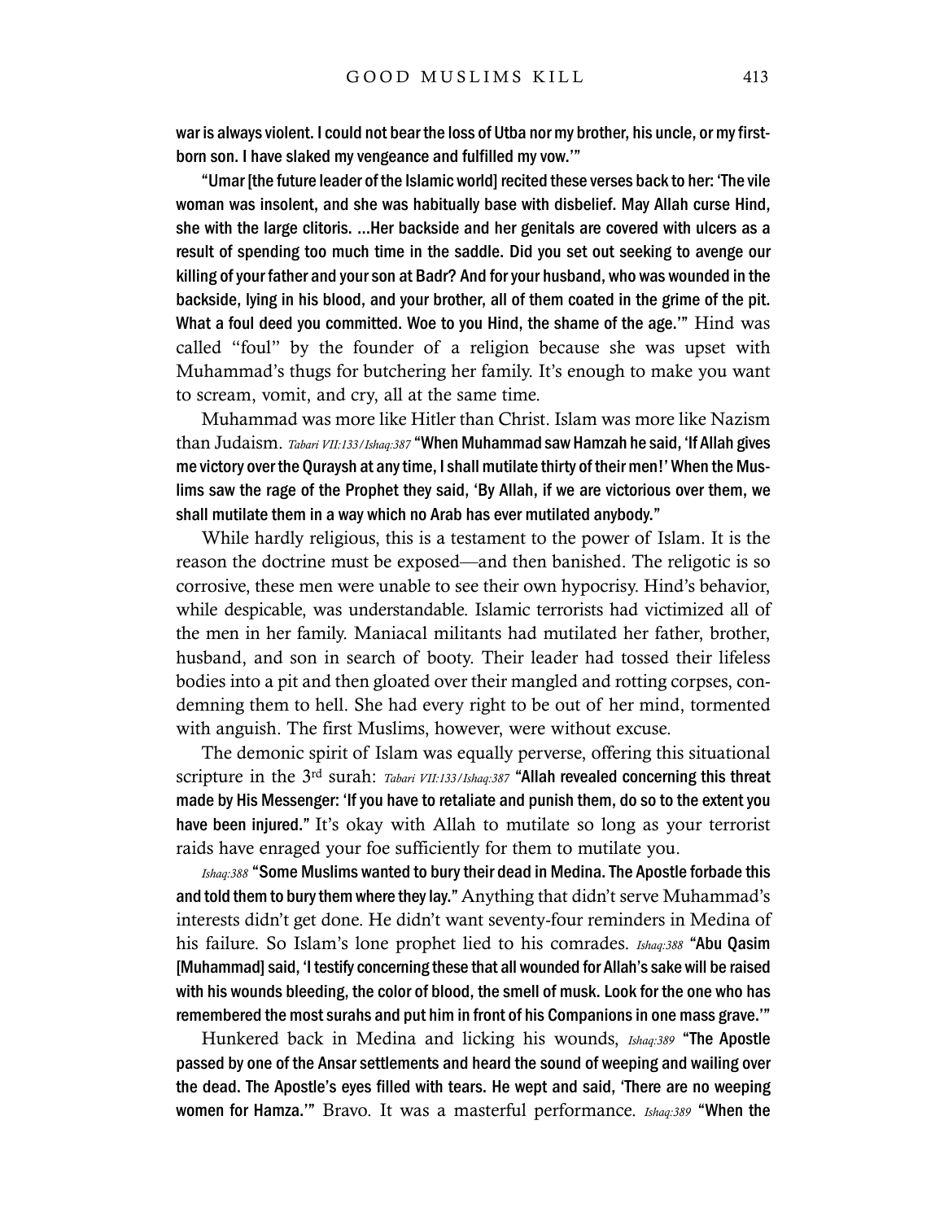war is always violent. I could not bear the loss of Utba nor my brother, his uncle, or my first-born son. I have slaked my vengeance and fulfilled my vow.'"

"Umar [the future leader of the Islamic world] recited these verses back to her: 'The vile woman was insolent, and she was habitually base with disbelief. May Allah curse Hind, she with the large clitoris. ...Her backside and her genitals are covered with ulcers as a result of spending too much time in the saddle. Did you set out seeking to avenge our killing of your father and your son at Badr? And for your husband, who was wounded in the backside, lying in his blood, and your brother, all of them coated in the grime of the pit. What a foul deed you committed. Woe to you Hind, the shame of the age.'" Hind was called "foul" by the founder of a religion because she was upset with Muhammad's thugs for butchering her family. It's enough to make you want to scream, vomit, and cry, all at the same time.

Muhammad was more like Hitler than Christ. Islam was more like Nazism than Judaism. *Tabari VII:133/Ishaq:387* "When Muhammad saw Hamzah he said, 'If Allah gives me victory over the Quraysh at any time, I shall mutilate thirty of their men!' When the Muslims saw the rage of the Prophet they said, 'By Allah, if we are victorious over them, we shall mutilate them in a way which no Arab has ever mutilated anybody."

While hardly religious, this is a testament to the power of Islam. It is the reason the doctrine must be exposed—and then banished. The religotic is so corrosive, these men were unable to see their own hypocrisy. Hind's behavior, while despicable, was understandable. Islamic terrorists had victimized all of the men in her family. Maniacal militants had mutilated her father, brother, husband, and son in search of booty. Their leader had tossed their lifeless bodies into a pit and then gloated over their mangled and rotting corpses, condemning them to hell. She had every right to be out of her mind, tormented with anguish. The first Muslims, however, were without excuse.

The demonic spirit of Islam was equally perverse, offering this situational scripture in the 3rd surah: *Tabari VII:133/Ishaq:387* "Allah revealed concerning this threat made by His Messenger: 'If you have to retaliate and punish them, do so to the extent you have been injured." It's okay with Allah to mutilate so long as your terrorist raids have enraged your foe sufficiently for them to mutilate you.

*Ishaq:388* "Some Muslims wanted to bury their dead in Medina. The Apostle forbade this and told them to bury them where they lay." Anything that didn't serve Muhammad's interests didn't get done. He didn't want seventy-four reminders in Medina of his failure. So Islam's lone prophet lied to his comrades. *Ishaq:388* "Abu Qasim [Muhammad] said, 'I testify concerning these that all wounded for Allah's sake will be raised with his wounds bleeding, the color of blood, the smell of musk. Look for the one who has remembered the most surahs and put him in front of his Companions in one mass grave.'"

Hunkered back in Medina and licking his wounds, *Ishaq:389* "The Apostle passed by one of the Ansar settlements and heard the sound of weeping and wailing over the dead. The Apostle's eyes filled with tears. He wept and said, 'There are no weeping women for Hamza.'" Bravo. It was a masterful performance. *Ishaq:389* "When the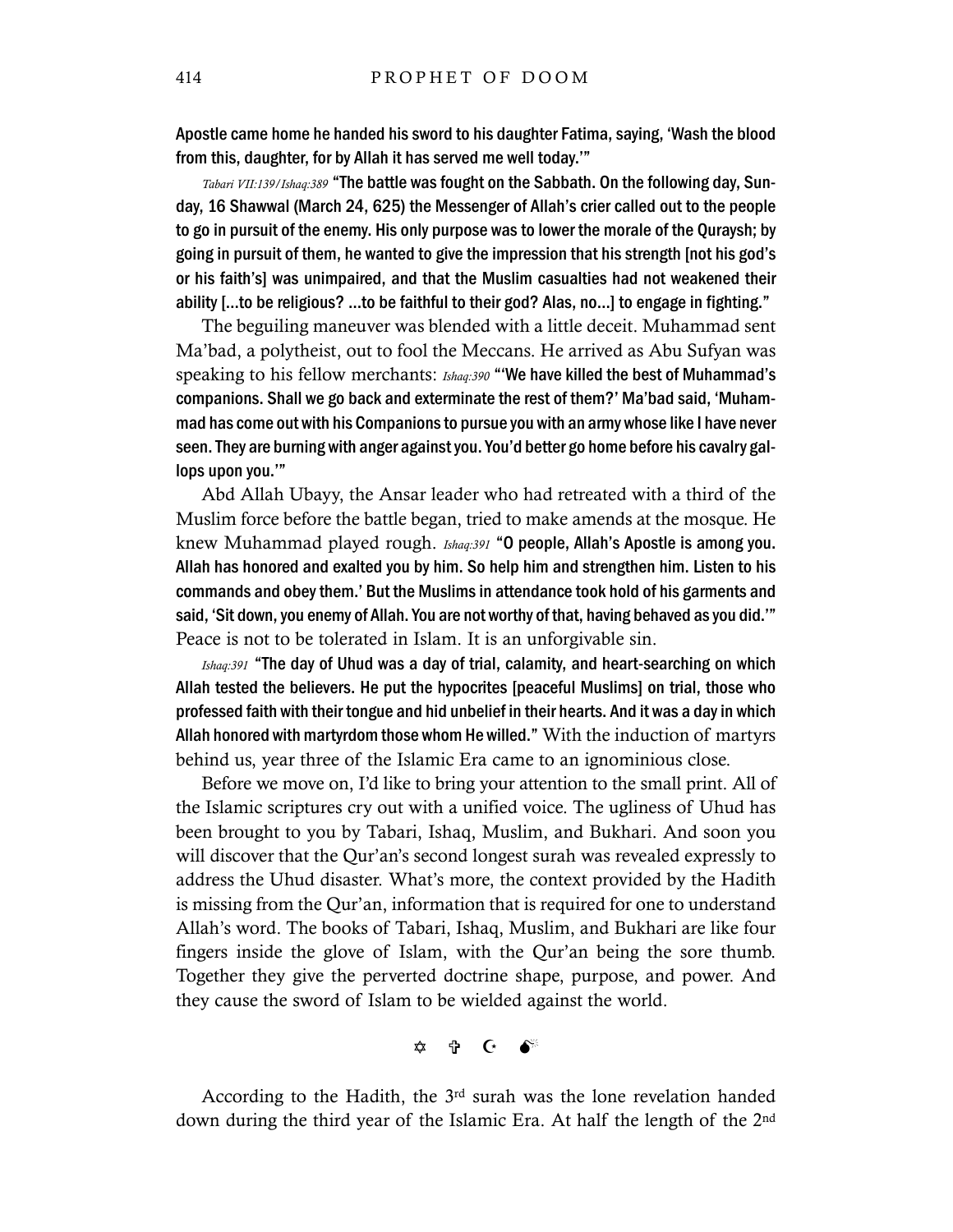Apostle came home he handed his sword to his daughter Fatima, saying, 'Wash the blood from this, daughter, for by Allah it has served me well today.'"

*Tabari VII:139/Ishaq:389* "The battle was fought on the Sabbath. On the following day, Sunday, 16 Shawwal (March 24, 625) the Messenger of Allah's crier called out to the people to go in pursuit of the enemy. His only purpose was to lower the morale of the Quraysh; by going in pursuit of them, he wanted to give the impression that his strength [not his god's or his faith's] was unimpaired, and that the Muslim casualties had not weakened their ability [...to be religious? ...to be faithful to their god? Alas, no...] to engage in fighting."

The beguiling maneuver was blended with a little deceit. Muhammad sent Ma'bad, a polytheist, out to fool the Meccans. He arrived as Abu Sufyan was speaking to his fellow merchants: *Ishaq:390* "'We have killed the best of Muhammad's companions. Shall we go back and exterminate the rest of them?' Ma'bad said, 'Muhammad has come out with his Companions to pursue you with an army whose like I have never seen. They are burning with anger against you. You'd better go home before his cavalry gallops upon you.'"

Abd Allah Ubayy, the Ansar leader who had retreated with a third of the Muslim force before the battle began, tried to make amends at the mosque. He knew Muhammad played rough. *Ishaq:391* "O people, Allah's Apostle is among you. Allah has honored and exalted you by him. So help him and strengthen him. Listen to his commands and obey them.' But the Muslims in attendance took hold of his garments and said, 'Sit down, you enemy of Allah. You are not worthy of that, having behaved as you did.'" Peace is not to be tolerated in Islam. It is an unforgivable sin.

*Ishaq:391* "The day of Uhud was a day of trial, calamity, and heart-searching on which Allah tested the believers. He put the hypocrites [peaceful Muslims] on trial, those who professed faith with their tongue and hid unbelief in their hearts. And it was a day in which Allah honored with martyrdom those whom He willed." With the induction of martyrs behind us, year three of the Islamic Era came to an ignominious close.

Before we move on, I'd like to bring your attention to the small print. All of the Islamic scriptures cry out with a unified voice. The ugliness of Uhud has been brought to you by Tabari, Ishaq, Muslim, and Bukhari. And soon you will discover that the Qur'an's second longest surah was revealed expressly to address the Uhud disaster. What's more, the context provided by the Hadith is missing from the Qur'an, information that is required for one to understand Allah's word. The books of Tabari, Ishaq, Muslim, and Bukhari are like four fingers inside the glove of Islam, with the Qur'an being the sore thumb. Together they give the perverted doctrine shape, purpose, and power. And they cause the sword of Islam to be wielded against the world.

✡ ✞ ☪ 💣

According to the Hadith, the 3rd surah was the lone revelation handed down during the third year of the Islamic Era. At half the length of the 2nd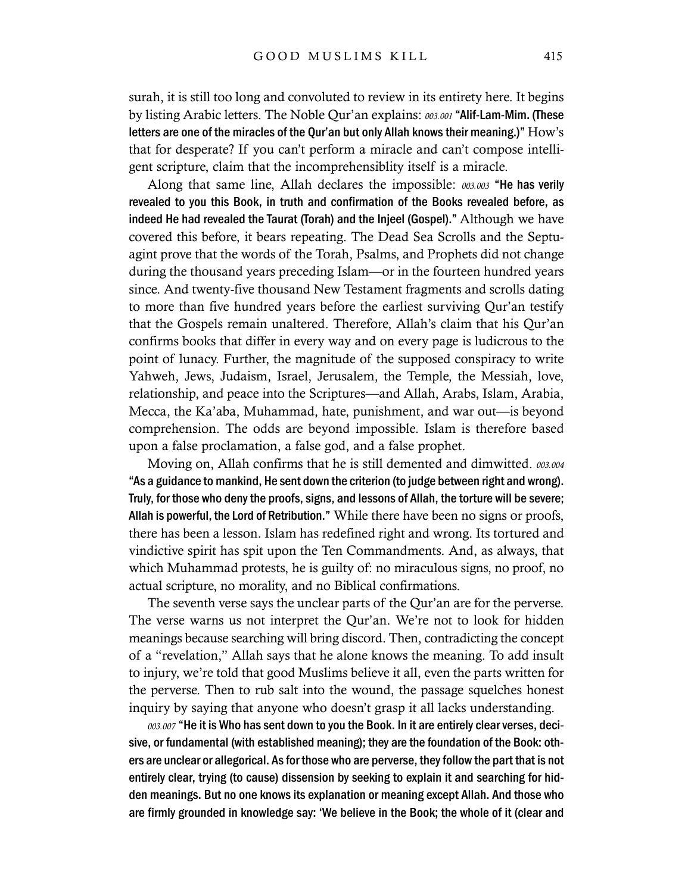surah, it is still too long and convoluted to review in its entirety here. It begins by listing Arabic letters. The Noble Qur'an explains: *003.001* **"Alif-Lam-Mim. (These letters are one of the miracles of the Qur'an but only Allah knows their meaning.)"** How's that for desperate? If you can't perform a miracle and can't compose intelligent scripture, claim that the incomprehensiblity itself is a miracle.

Along that same line, Allah declares the impossible: *003.003* **"He has verily revealed to you this Book, in truth and confirmation of the Books revealed before, as indeed He had revealed the Taurat (Torah) and the Injeel (Gospel)."** Although we have covered this before, it bears repeating. The Dead Sea Scrolls and the Septuagint prove that the words of the Torah, Psalms, and Prophets did not change during the thousand years preceding Islam—or in the fourteen hundred years since. And twenty-five thousand New Testament fragments and scrolls dating to more than five hundred years before the earliest surviving Qur'an testify that the Gospels remain unaltered. Therefore, Allah's claim that his Qur'an confirms books that differ in every way and on every page is ludicrous to the point of lunacy. Further, the magnitude of the supposed conspiracy to write Yahweh, Jews, Judaism, Israel, Jerusalem, the Temple, the Messiah, love, relationship, and peace into the Scriptures—and Allah, Arabs, Islam, Arabia, Mecca, the Ka'aba, Muhammad, hate, punishment, and war out—is beyond comprehension. The odds are beyond impossible. Islam is therefore based upon a false proclamation, a false god, and a false prophet.

Moving on, Allah confirms that he is still demented and dimwitted. *003.004* **"As a guidance to mankind, He sent down the criterion (to judge between right and wrong). Truly, for those who deny the proofs, signs, and lessons of Allah, the torture will be severe; Allah is powerful, the Lord of Retribution."** While there have been no signs or proofs, there has been a lesson. Islam has redefined right and wrong. Its tortured and vindictive spirit has spit upon the Ten Commandments. And, as always, that which Muhammad protests, he is guilty of: no miraculous signs, no proof, no actual scripture, no morality, and no Biblical confirmations.

The seventh verse says the unclear parts of the Qur'an are for the perverse. The verse warns us not interpret the Qur'an. We're not to look for hidden meanings because searching will bring discord. Then, contradicting the concept of a "revelation," Allah says that he alone knows the meaning. To add insult to injury, we're told that good Muslims believe it all, even the parts written for the perverse. Then to rub salt into the wound, the passage squelches honest inquiry by saying that anyone who doesn't grasp it all lacks understanding.

*003.007* **"He it is Who has sent down to you the Book. In it are entirely clear verses, decisive, or fundamental (with established meaning); they are the foundation of the Book: others are unclear or allegorical. As for those who are perverse, they follow the part that is not entirely clear, trying (to cause) dissension by seeking to explain it and searching for hidden meanings. But no one knows its explanation or meaning except Allah. And those who are firmly grounded in knowledge say: 'We believe in the Book; the whole of it (clear and**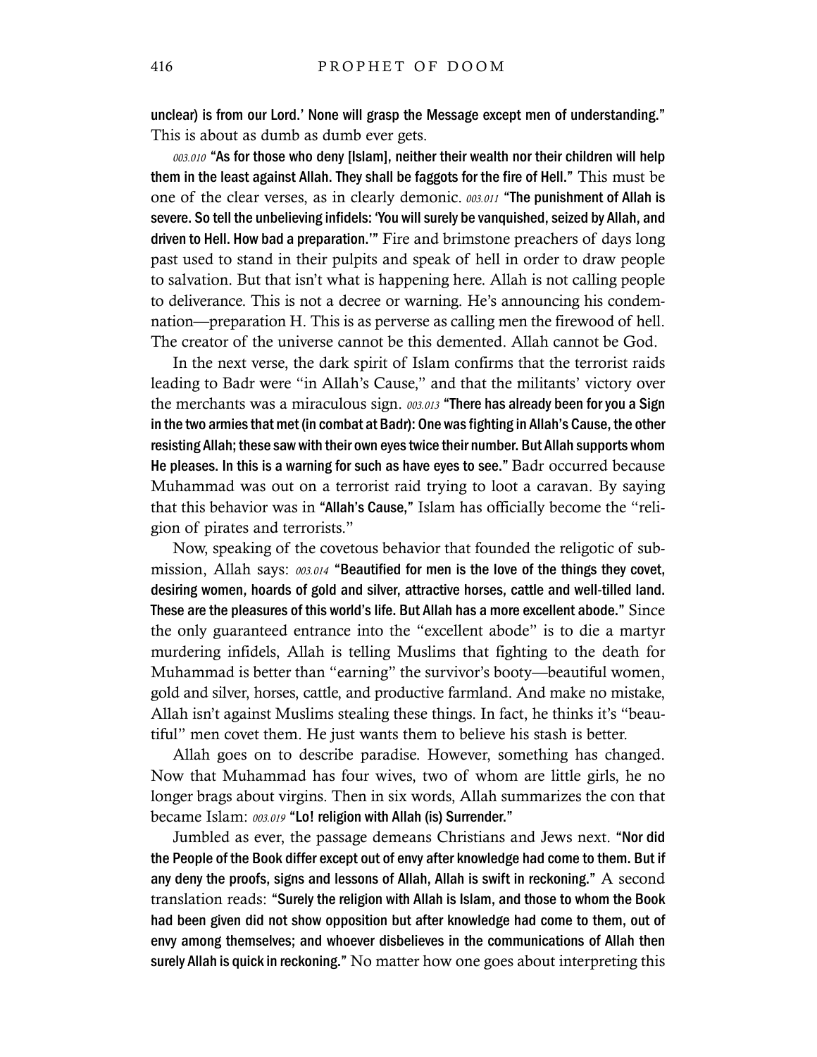**unclear) is from our Lord.' None will grasp the Message except men of understanding."** This is about as dumb as dumb ever gets.

*003.010* **"As for those who deny [Islam], neither their wealth nor their children will help them in the least against Allah. They shall be faggots for the fire of Hell."** This must be one of the clear verses, as in clearly demonic. *003.011* **"The punishment of Allah is severe. So tell the unbelieving infidels: 'You will surely be vanquished, seized by Allah, and driven to Hell. How bad a preparation.'"** Fire and brimstone preachers of days long past used to stand in their pulpits and speak of hell in order to draw people to salvation. But that isn't what is happening here. Allah is not calling people to deliverance. This is not a decree or warning. He's announcing his condemnation—preparation H. This is as perverse as calling men the firewood of hell. The creator of the universe cannot be this demented. Allah cannot be God.

In the next verse, the dark spirit of Islam confirms that the terrorist raids leading to Badr were "in Allah's Cause," and that the militants' victory over the merchants was a miraculous sign. *003.013* **"There has already been for you a Sign in the two armies that met (in combat at Badr): One was fighting in Allah's Cause, the other resisting Allah; these saw with their own eyes twice their number. But Allah supports whom He pleases. In this is a warning for such as have eyes to see."** Badr occurred because Muhammad was out on a terrorist raid trying to loot a caravan. By saying that this behavior was in **"Allah's Cause,"** Islam has officially become the "religion of pirates and terrorists."

Now, speaking of the covetous behavior that founded the religotic of submission, Allah says: *003.014* **"Beautified for men is the love of the things they covet, desiring women, hoards of gold and silver, attractive horses, cattle and well-tilled land. These are the pleasures of this world's life. But Allah has a more excellent abode."** Since the only guaranteed entrance into the "excellent abode" is to die a martyr murdering infidels, Allah is telling Muslims that fighting to the death for Muhammad is better than "earning" the survivor's booty—beautiful women, gold and silver, horses, cattle, and productive farmland. And make no mistake, Allah isn't against Muslims stealing these things. In fact, he thinks it's "beautiful" men covet them. He just wants them to believe his stash is better.

Allah goes on to describe paradise. However, something has changed. Now that Muhammad has four wives, two of whom are little girls, he no longer brags about virgins. Then in six words, Allah summarizes the con that became Islam: *003.019* **"Lo! religion with Allah (is) Surrender."**

Jumbled as ever, the passage demeans Christians and Jews next. **"Nor did the People of the Book differ except out of envy after knowledge had come to them. But if any deny the proofs, signs and lessons of Allah, Allah is swift in reckoning."** A second translation reads: **"Surely the religion with Allah is Islam, and those to whom the Book had been given did not show opposition but after knowledge had come to them, out of envy among themselves; and whoever disbelieves in the communications of Allah then surely Allah is quick in reckoning."** No matter how one goes about interpreting this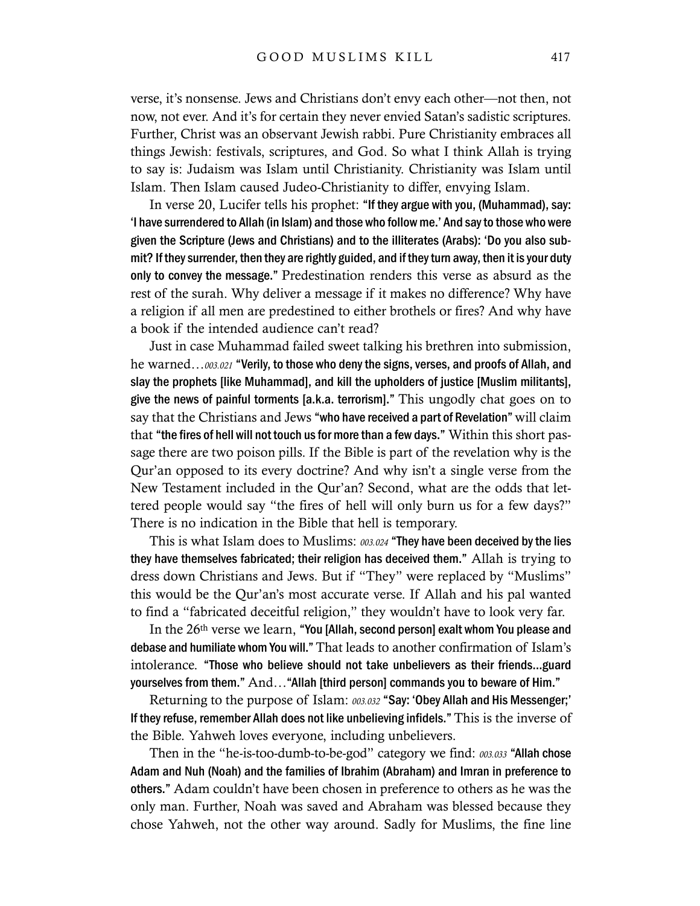verse, it's nonsense. Jews and Christians don't envy each other—not then, not now, not ever. And it's for certain they never envied Satan's sadistic scriptures. Further, Christ was an observant Jewish rabbi. Pure Christianity embraces all things Jewish: festivals, scriptures, and God. So what I think Allah is trying to say is: Judaism was Islam until Christianity. Christianity was Islam until Islam. Then Islam caused Judeo-Christianity to differ, envying Islam.

In verse 20, Lucifer tells his prophet: **"If they argue with you, (Muhammad), say: 'I have surrendered to Allah (in Islam) and those who follow me.' And say to those who were given the Scripture (Jews and Christians) and to the illiterates (Arabs): 'Do you also submit? If they surrender, then they are rightly guided, and if they turn away, then it is your duty only to convey the message."** Predestination renders this verse as absurd as the rest of the surah. Why deliver a message if it makes no difference? Why have a religion if all men are predestined to either brothels or fires? And why have a book if the intended audience can't read?

Just in case Muhammad failed sweet talking his brethren into submission, he warned…*003.021* **"Verily, to those who deny the signs, verses, and proofs of Allah, and slay the prophets [like Muhammad], and kill the upholders of justice [Muslim militants], give the news of painful torments [a.k.a. terrorism]."** This ungodly chat goes on to say that the Christians and Jews **"who have received a part of Revelation"** will claim that **"the fires of hell will not touch us for more than a few days."** Within this short passage there are two poison pills. If the Bible is part of the revelation why is the Qur'an opposed to its every doctrine? And why isn't a single verse from the New Testament included in the Qur'an? Second, what are the odds that lettered people would say "the fires of hell will only burn us for a few days?" There is no indication in the Bible that hell is temporary.

This is what Islam does to Muslims: *003.024* **"They have been deceived by the lies they have themselves fabricated; their religion has deceived them."** Allah is trying to dress down Christians and Jews. But if "They" were replaced by "Muslims" this would be the Qur'an's most accurate verse. If Allah and his pal wanted to find a "fabricated deceitful religion," they wouldn't have to look very far.

In the 26th verse we learn, **"You [Allah, second person] exalt whom You please and debase and humiliate whom You will."** That leads to another confirmation of Islam's intolerance. **"Those who believe should not take unbelievers as their friends…guard yourselves from them."** And…**"Allah [third person] commands you to beware of Him."**

Returning to the purpose of Islam: *003.032* **"Say: 'Obey Allah and His Messenger;' If they refuse, remember Allah does not like unbelieving infidels."** This is the inverse of the Bible. Yahweh loves everyone, including unbelievers.

Then in the "he-is-too-dumb-to-be-god" category we find: *003.033* **"Allah chose Adam and Nuh (Noah) and the families of Ibrahim (Abraham) and Imran in preference to others."** Adam couldn't have been chosen in preference to others as he was the only man. Further, Noah was saved and Abraham was blessed because they chose Yahweh, not the other way around. Sadly for Muslims, the fine line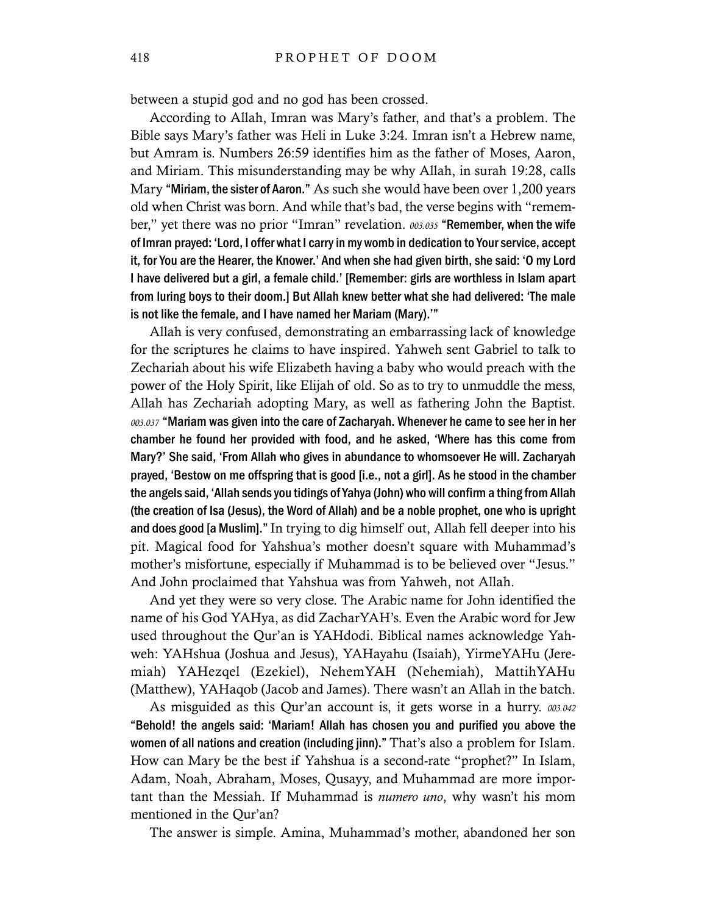between a stupid god and no god has been crossed.

According to Allah, Imran was Mary's father, and that's a problem. The Bible says Mary's father was Heli in Luke 3:24. Imran isn't a Hebrew name, but Amram is. Numbers 26:59 identifies him as the father of Moses, Aaron, and Miriam. This misunderstanding may be why Allah, in surah 19:28, calls Mary **"Miriam, the sister of Aaron."** As such she would have been over 1,200 years old when Christ was born. And while that's bad, the verse begins with "remember," yet there was no prior "Imran" revelation. *003.035* **"Remember, when the wife of Imran prayed: 'Lord, I offer what I carry in my womb in dedication to Your service, accept it, for You are the Hearer, the Knower.' And when she had given birth, she said: 'O my Lord I have delivered but a girl, a female child.' [Remember: girls are worthless in Islam apart from luring boys to their doom.] But Allah knew better what she had delivered: 'The male is not like the female, and I have named her Mariam (Mary).'"**

Allah is very confused, demonstrating an embarrassing lack of knowledge for the scriptures he claims to have inspired. Yahweh sent Gabriel to talk to Zechariah about his wife Elizabeth having a baby who would preach with the power of the Holy Spirit, like Elijah of old. So as to try to unmuddle the mess, Allah has Zechariah adopting Mary, as well as fathering John the Baptist. *003.037* **"Mariam was given into the care of Zacharyah. Whenever he came to see her in her chamber he found her provided with food, and he asked, 'Where has this come from Mary?' She said, 'From Allah who gives in abundance to whomsoever He will. Zacharyah prayed, 'Bestow on me offspring that is good [i.e., not a girl]. As he stood in the chamber the angels said, 'Allah sends you tidings of Yahya (John) who will confirm a thing from Allah (the creation of Isa (Jesus), the Word of Allah) and be a noble prophet, one who is upright and does good [a Muslim]."** In trying to dig himself out, Allah fell deeper into his pit. Magical food for Yahshua's mother doesn't square with Muhammad's mother's misfortune, especially if Muhammad is to be believed over "Jesus." And John proclaimed that Yahshua was from Yahweh, not Allah.

And yet they were so very close. The Arabic name for John identified the name of his God YAHya, as did ZacharYAH's. Even the Arabic word for Jew used throughout the Qur'an is YAHdodi. Biblical names acknowledge Yahweh: YAHshua (Joshua and Jesus), YAHayahu (Isaiah), YirmeYAHu (Jeremiah) YAHezqel (Ezekiel), NehemYAH (Nehemiah), MattihYAHu (Matthew), YAHaqob (Jacob and James). There wasn't an Allah in the batch.

As misguided as this Qur'an account is, it gets worse in a hurry. *003.042* **"Behold! the angels said: 'Mariam! Allah has chosen you and purified you above the women of all nations and creation (including jinn)."** That's also a problem for Islam. How can Mary be the best if Yahshua is a second-rate "prophet?" In Islam, Adam, Noah, Abraham, Moses, Qusayy, and Muhammad are more important than the Messiah. If Muhammad is *numero uno*, why wasn't his mom mentioned in the Qur'an?

The answer is simple. Amina, Muhammad's mother, abandoned her son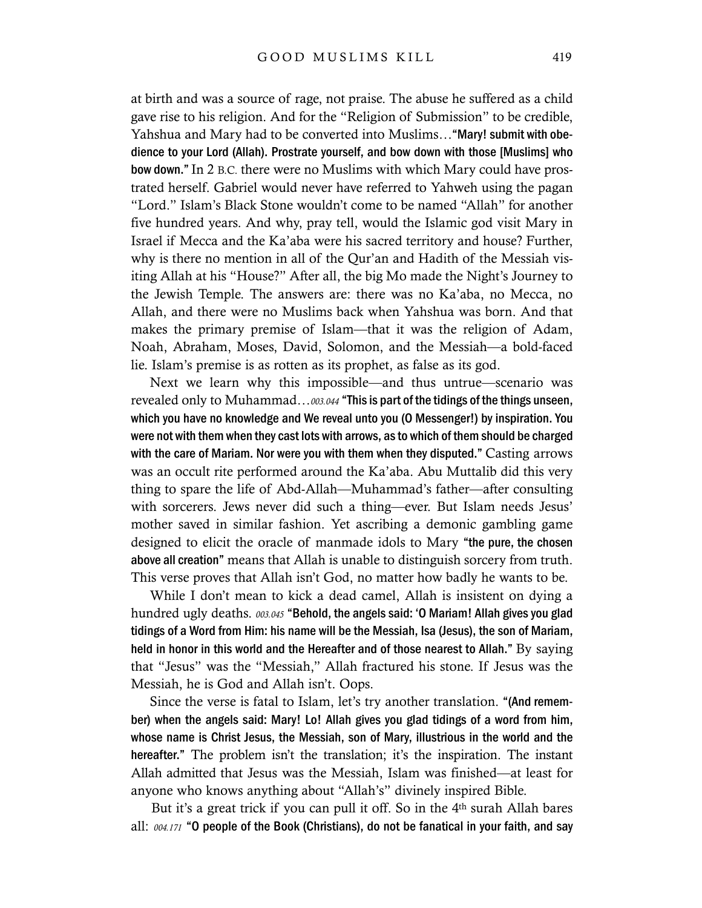at birth and was a source of rage, not praise. The abuse he suffered as a child gave rise to his religion. And for the "Religion of Submission" to be credible, Yahshua and Mary had to be converted into Muslims…**"Mary! submit with obedience to your Lord (Allah). Prostrate yourself, and bow down with those [Muslims] who bow down."** In 2 B.C. there were no Muslims with which Mary could have prostrated herself. Gabriel would never have referred to Yahweh using the pagan "Lord." Islam's Black Stone wouldn't come to be named "Allah" for another five hundred years. And why, pray tell, would the Islamic god visit Mary in Israel if Mecca and the Ka'aba were his sacred territory and house? Further, why is there no mention in all of the Qur'an and Hadith of the Messiah visiting Allah at his "House?" After all, the big Mo made the Night's Journey to the Jewish Temple. The answers are: there was no Ka'aba, no Mecca, no Allah, and there were no Muslims back when Yahshua was born. And that makes the primary premise of Islam—that it was the religion of Adam, Noah, Abraham, Moses, David, Solomon, and the Messiah—a bold-faced lie. Islam's premise is as rotten as its prophet, as false as its god.

Next we learn why this impossible—and thus untrue—scenario was revealed only to Muhammad…*003.044* **"This is part of the tidings of the things unseen, which you have no knowledge and We reveal unto you (O Messenger!) by inspiration. You were not with them when they cast lots with arrows, as to which of them should be charged with the care of Mariam. Nor were you with them when they disputed."** Casting arrows was an occult rite performed around the Ka'aba. Abu Muttalib did this very thing to spare the life of Abd-Allah—Muhammad's father—after consulting with sorcerers. Jews never did such a thing—ever. But Islam needs Jesus' mother saved in similar fashion. Yet ascribing a demonic gambling game designed to elicit the oracle of manmade idols to Mary **"the pure, the chosen above all creation"** means that Allah is unable to distinguish sorcery from truth. This verse proves that Allah isn't God, no matter how badly he wants to be.

While I don't mean to kick a dead camel, Allah is insistent on dying a hundred ugly deaths. *003.045* **"Behold, the angels said: 'O Mariam! Allah gives you glad tidings of a Word from Him: his name will be the Messiah, Isa (Jesus), the son of Mariam, held in honor in this world and the Hereafter and of those nearest to Allah."** By saying that "Jesus" was the "Messiah," Allah fractured his stone. If Jesus was the Messiah, he is God and Allah isn't. Oops.

Since the verse is fatal to Islam, let's try another translation. **"(And remember) when the angels said: Mary! Lo! Allah gives you glad tidings of a word from him, whose name is Christ Jesus, the Messiah, son of Mary, illustrious in the world and the hereafter."** The problem isn't the translation; it's the inspiration. The instant Allah admitted that Jesus was the Messiah, Islam was finished—at least for anyone who knows anything about "Allah's" divinely inspired Bible.

But it's a great trick if you can pull it off. So in the 4th surah Allah bares all: *004.171* **"O people of the Book (Christians), do not be fanatical in your faith, and say**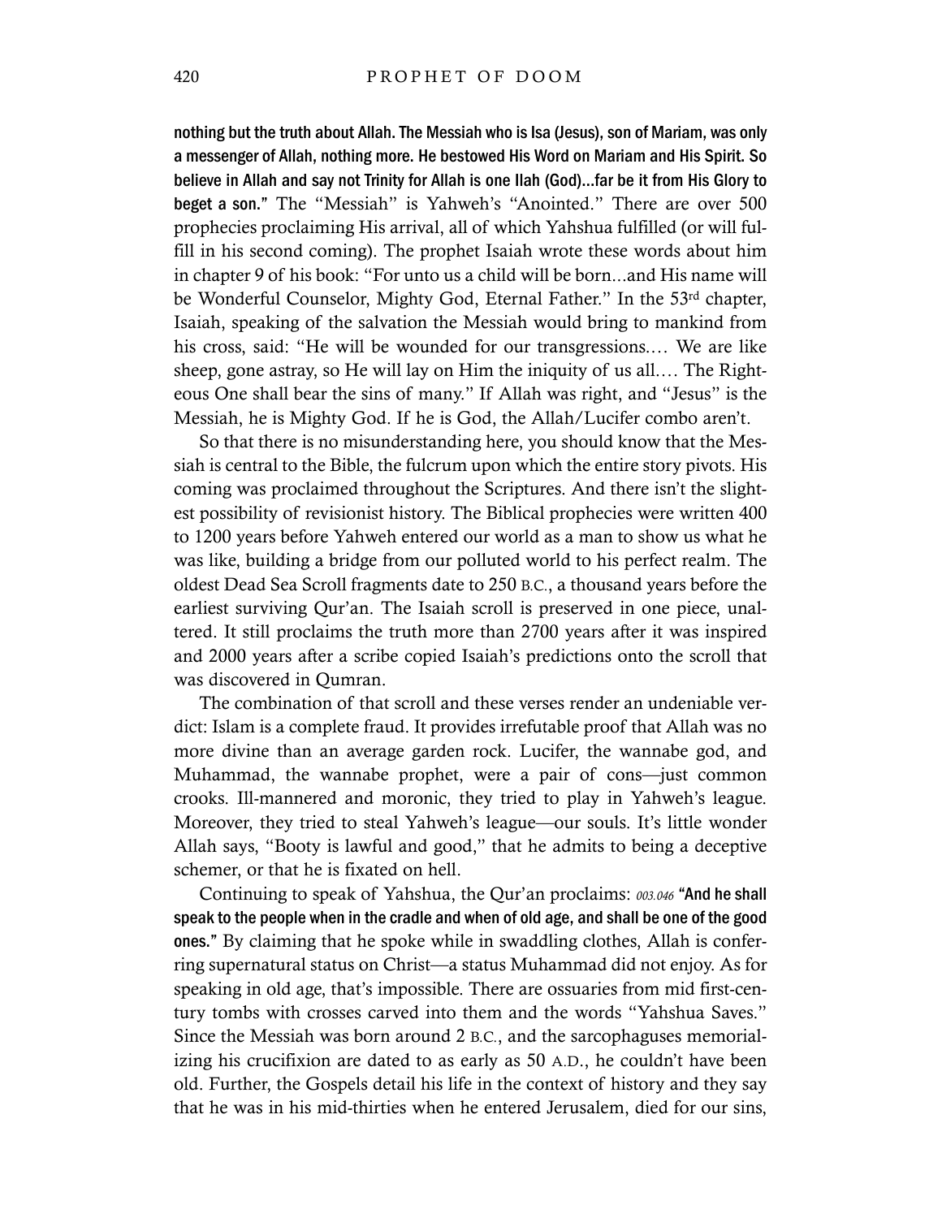**nothing but the truth about Allah. The Messiah who is Isa (Jesus), son of Mariam, was only a messenger of Allah, nothing more. He bestowed His Word on Mariam and His Spirit. So believe in Allah and say not Trinity for Allah is one Ilah (God)…far be it from His Glory to beget a son."** The "Messiah" is Yahweh's "Anointed." There are over 500 prophecies proclaiming His arrival, all of which Yahshua fulfilled (or will fulfill in his second coming). The prophet Isaiah wrote these words about him in chapter 9 of his book: "For unto us a child will be born…and His name will be Wonderful Counselor, Mighty God, Eternal Father." In the 53rd chapter, Isaiah, speaking of the salvation the Messiah would bring to mankind from his cross, said: "He will be wounded for our transgressions.… We are like sheep, gone astray, so He will lay on Him the iniquity of us all.… The Righteous One shall bear the sins of many." If Allah was right, and "Jesus" is the Messiah, he is Mighty God. If he is God, the Allah/Lucifer combo aren't.

So that there is no misunderstanding here, you should know that the Messiah is central to the Bible, the fulcrum upon which the entire story pivots. His coming was proclaimed throughout the Scriptures. And there isn't the slightest possibility of revisionist history. The Biblical prophecies were written 400 to 1200 years before Yahweh entered our world as a man to show us what he was like, building a bridge from our polluted world to his perfect realm. The oldest Dead Sea Scroll fragments date to 250 B.C., a thousand years before the earliest surviving Qur'an. The Isaiah scroll is preserved in one piece, unaltered. It still proclaims the truth more than 2700 years after it was inspired and 2000 years after a scribe copied Isaiah's predictions onto the scroll that was discovered in Qumran.

The combination of that scroll and these verses render an undeniable verdict: Islam is a complete fraud. It provides irrefutable proof that Allah was no more divine than an average garden rock. Lucifer, the wannabe god, and Muhammad, the wannabe prophet, were a pair of cons—just common crooks. Ill-mannered and moronic, they tried to play in Yahweh's league. Moreover, they tried to steal Yahweh's league—our souls. It's little wonder Allah says, "Booty is lawful and good," that he admits to being a deceptive schemer, or that he is fixated on hell.

Continuing to speak of Yahshua, the Qur'an proclaims: *003.046* **"And he shall speak to the people when in the cradle and when of old age, and shall be one of the good ones."** By claiming that he spoke while in swaddling clothes, Allah is conferring supernatural status on Christ—a status Muhammad did not enjoy. As for speaking in old age, that's impossible. There are ossuaries from mid first-century tombs with crosses carved into them and the words "Yahshua Saves." Since the Messiah was born around 2 B.C., and the sarcophaguses memorializing his crucifixion are dated to as early as 50 A.D., he couldn't have been old. Further, the Gospels detail his life in the context of history and they say that he was in his mid-thirties when he entered Jerusalem, died for our sins,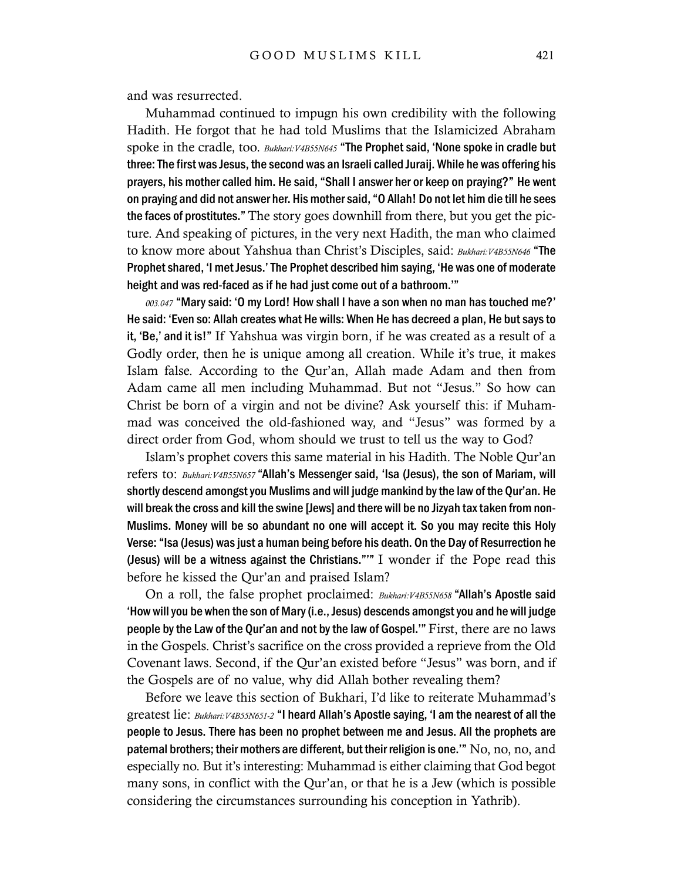and was resurrected.

Muhammad continued to impugn his own credibility with the following Hadith. He forgot that he had told Muslims that the Islamicized Abraham spoke in the cradle, too. *Bukhari:V4B55N645* **"The Prophet said, 'None spoke in cradle but three: The first was Jesus, the second was an Israeli called Juraij. While he was offering his prayers, his mother called him. He said, "Shall I answer her or keep on praying?" He went on praying and did not answer her. His mother said, "O Allah! Do not let him die till he sees the faces of prostitutes."** The story goes downhill from there, but you get the picture. And speaking of pictures, in the very next Hadith, the man who claimed to know more about Yahshua than Christ's Disciples, said: *Bukhari:V4B55N646* **"The Prophet shared, 'I met Jesus.' The Prophet described him saying, 'He was one of moderate height and was red-faced as if he had just come out of a bathroom.'"**

*003.047* **"Mary said: 'O my Lord! How shall I have a son when no man has touched me?' He said: 'Even so: Allah creates what He wills: When He has decreed a plan, He but says to it, 'Be,' and it is!"** If Yahshua was virgin born, if he was created as a result of a Godly order, then he is unique among all creation. While it's true, it makes Islam false. According to the Qur'an, Allah made Adam and then from Adam came all men including Muhammad. But not "Jesus." So how can Christ be born of a virgin and not be divine? Ask yourself this: if Muhammad was conceived the old-fashioned way, and "Jesus" was formed by a direct order from God, whom should we trust to tell us the way to God?

Islam's prophet covers this same material in his Hadith. The Noble Qur'an refers to: *Bukhari:V4B55N657* **"Allah's Messenger said, 'Isa (Jesus), the son of Mariam, will shortly descend amongst you Muslims and will judge mankind by the law of the Qur'an. He will break the cross and kill the swine [Jews] and there will be no Jizyah tax taken from non-Muslims. Money will be so abundant no one will accept it. So you may recite this Holy Verse: "Isa (Jesus) was just a human being before his death. On the Day of Resurrection he (Jesus) will be a witness against the Christians."'"** I wonder if the Pope read this before he kissed the Qur'an and praised Islam?

On a roll, the false prophet proclaimed: *Bukhari:V4B55N658* **"Allah's Apostle said 'How will you be when the son of Mary (i.e., Jesus) descends amongst you and he will judge people by the Law of the Qur'an and not by the law of Gospel.'"** First, there are no laws in the Gospels. Christ's sacrifice on the cross provided a reprieve from the Old Covenant laws. Second, if the Qur'an existed before "Jesus" was born, and if the Gospels are of no value, why did Allah bother revealing them?

Before we leave this section of Bukhari, I'd like to reiterate Muhammad's greatest lie: *Bukhari:V4B55N651-2* **"I heard Allah's Apostle saying, 'I am the nearest of all the people to Jesus. There has been no prophet between me and Jesus. All the prophets are paternal brothers; their mothers are different, but their religion is one.'"** No, no, no, and especially no. But it's interesting: Muhammad is either claiming that God begot many sons, in conflict with the Qur'an, or that he is a Jew (which is possible considering the circumstances surrounding his conception in Yathrib).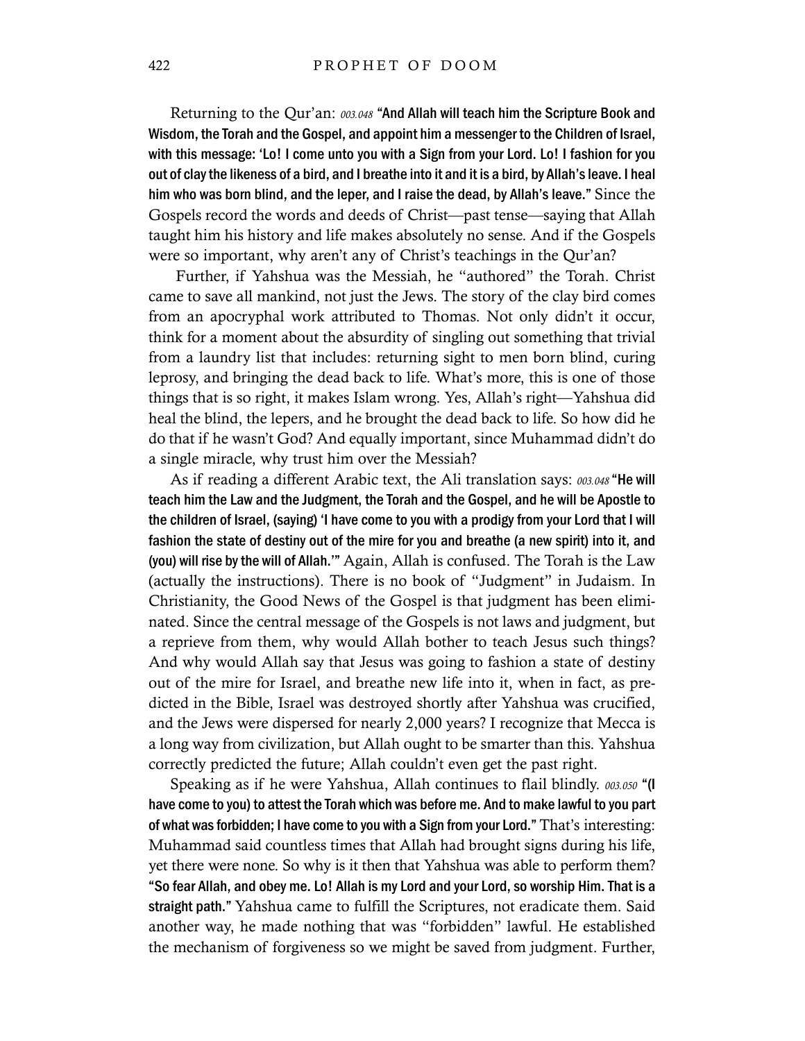Returning to the Qur'an: *003.048* **"And Allah will teach him the Scripture Book and Wisdom, the Torah and the Gospel, and appoint him a messenger to the Children of Israel, with this message: 'Lo! I come unto you with a Sign from your Lord. Lo! I fashion for you out of clay the likeness of a bird, and I breathe into it and it is a bird, by Allah's leave. I heal him who was born blind, and the leper, and I raise the dead, by Allah's leave."** Since the Gospels record the words and deeds of Christ—past tense—saying that Allah taught him his history and life makes absolutely no sense. And if the Gospels were so important, why aren't any of Christ's teachings in the Qur'an?

Further, if Yahshua was the Messiah, he "authored" the Torah. Christ came to save all mankind, not just the Jews. The story of the clay bird comes from an apocryphal work attributed to Thomas. Not only didn't it occur, think for a moment about the absurdity of singling out something that trivial from a laundry list that includes: returning sight to men born blind, curing leprosy, and bringing the dead back to life. What's more, this is one of those things that is so right, it makes Islam wrong. Yes, Allah's right—Yahshua did heal the blind, the lepers, and he brought the dead back to life. So how did he do that if he wasn't God? And equally important, since Muhammad didn't do a single miracle, why trust him over the Messiah?

As if reading a different Arabic text, the Ali translation says: *003.048* **"He will teach him the Law and the Judgment, the Torah and the Gospel, and he will be Apostle to the children of Israel, (saying) 'I have come to you with a prodigy from your Lord that I will fashion the state of destiny out of the mire for you and breathe (a new spirit) into it, and (you) will rise by the will of Allah.'"** Again, Allah is confused. The Torah is the Law (actually the instructions). There is no book of "Judgment" in Judaism. In Christianity, the Good News of the Gospel is that judgment has been eliminated. Since the central message of the Gospels is not laws and judgment, but a reprieve from them, why would Allah bother to teach Jesus such things? And why would Allah say that Jesus was going to fashion a state of destiny out of the mire for Israel, and breathe new life into it, when in fact, as predicted in the Bible, Israel was destroyed shortly after Yahshua was crucified, and the Jews were dispersed for nearly 2,000 years? I recognize that Mecca is a long way from civilization, but Allah ought to be smarter than this. Yahshua correctly predicted the future; Allah couldn't even get the past right.

Speaking as if he were Yahshua, Allah continues to flail blindly. *003.050* **"(I have come to you) to attest the Torah which was before me. And to make lawful to you part of what was forbidden; I have come to you with a Sign from your Lord."** That's interesting: Muhammad said countless times that Allah had brought signs during his life, yet there were none. So why is it then that Yahshua was able to perform them? **"So fear Allah, and obey me. Lo! Allah is my Lord and your Lord, so worship Him. That is a straight path."** Yahshua came to fulfill the Scriptures, not eradicate them. Said another way, he made nothing that was "forbidden" lawful. He established the mechanism of forgiveness so we might be saved from judgment. Further,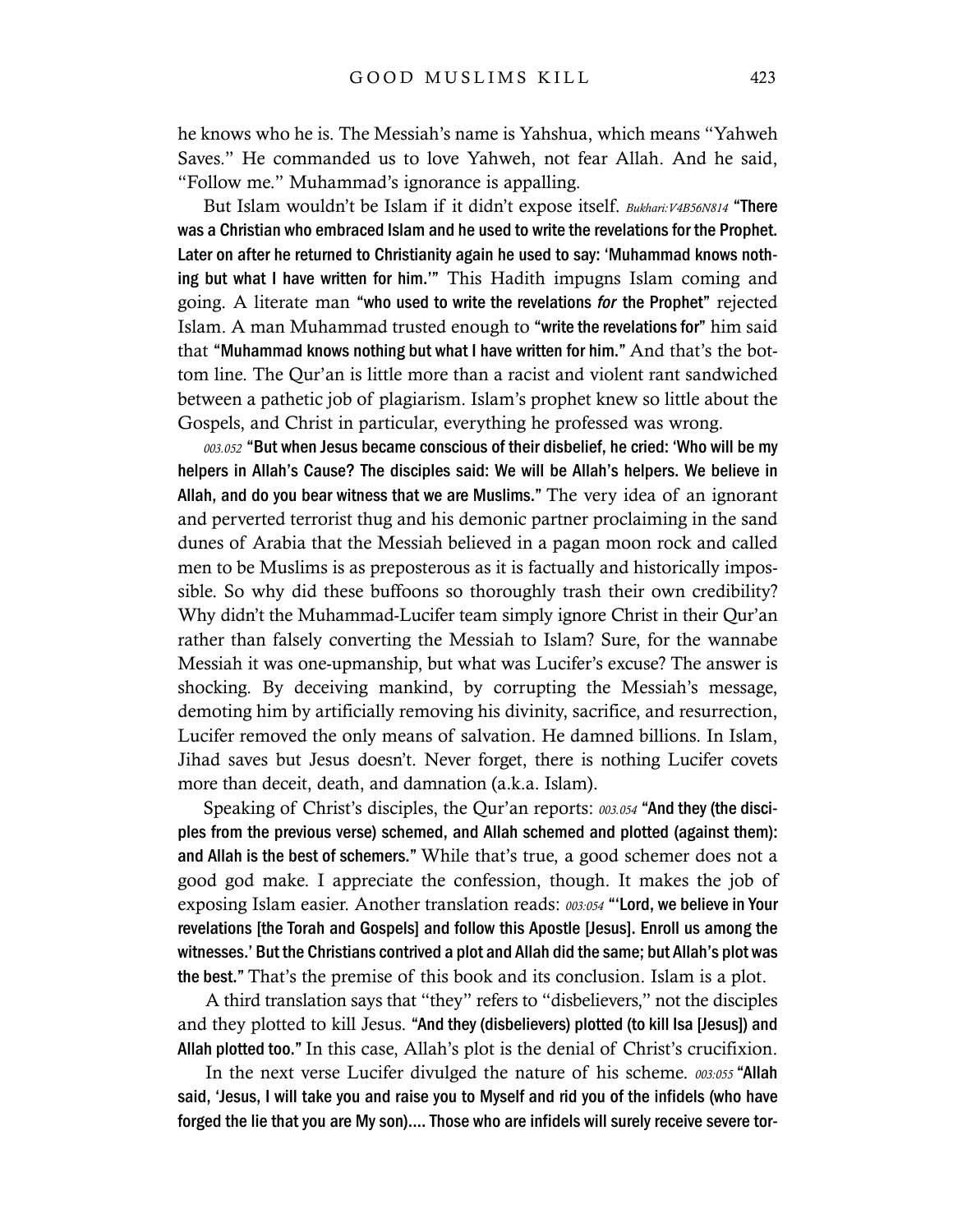he knows who he is. The Messiah's name is Yahshua, which means "Yahweh Saves." He commanded us to love Yahweh, not fear Allah. And he said, "Follow me." Muhammad's ignorance is appalling.

But Islam wouldn't be Islam if it didn't expose itself. *Bukhari:V4B56N814* **"There was a Christian who embraced Islam and he used to write the revelations for the Prophet. Later on after he returned to Christianity again he used to say: 'Muhammad knows nothing but what I have written for him.'"** This Hadith impugns Islam coming and going. A literate man **"who used to write the revelations *for* the Prophet"** rejected Islam. A man Muhammad trusted enough to **"write the revelations for"** him said that **"Muhammad knows nothing but what I have written for him."** And that's the bottom line. The Qur'an is little more than a racist and violent rant sandwiched between a pathetic job of plagiarism. Islam's prophet knew so little about the Gospels, and Christ in particular, everything he professed was wrong.

*003.052* **"But when Jesus became conscious of their disbelief, he cried: 'Who will be my helpers in Allah's Cause? The disciples said: We will be Allah's helpers. We believe in Allah, and do you bear witness that we are Muslims."** The very idea of an ignorant and perverted terrorist thug and his demonic partner proclaiming in the sand dunes of Arabia that the Messiah believed in a pagan moon rock and called men to be Muslims is as preposterous as it is factually and historically impossible. So why did these buffoons so thoroughly trash their own credibility? Why didn't the Muhammad-Lucifer team simply ignore Christ in their Qur'an rather than falsely converting the Messiah to Islam? Sure, for the wannabe Messiah it was one-upmanship, but what was Lucifer's excuse? The answer is shocking. By deceiving mankind, by corrupting the Messiah's message, demoting him by artificially removing his divinity, sacrifice, and resurrection, Lucifer removed the only means of salvation. He damned billions. In Islam, Jihad saves but Jesus doesn't. Never forget, there is nothing Lucifer covets more than deceit, death, and damnation (a.k.a. Islam).

Speaking of Christ's disciples, the Qur'an reports: *003.054* **"And they (the disciples from the previous verse) schemed, and Allah schemed and plotted (against them): and Allah is the best of schemers."** While that's true, a good schemer does not a good god make. I appreciate the confession, though. It makes the job of exposing Islam easier. Another translation reads: *003:054* **"'Lord, we believe in Your revelations [the Torah and Gospels] and follow this Apostle [Jesus]. Enroll us among the witnesses.' But the Christians contrived a plot and Allah did the same; but Allah's plot was the best."** That's the premise of this book and its conclusion. Islam is a plot.

A third translation says that "they" refers to "disbelievers," not the disciples and they plotted to kill Jesus. **"And they (disbelievers) plotted (to kill Isa [Jesus]) and Allah plotted too."** In this case, Allah's plot is the denial of Christ's crucifixion.

In the next verse Lucifer divulged the nature of his scheme. *003:055* **"Allah said, 'Jesus, I will take you and raise you to Myself and rid you of the infidels (who have forged the lie that you are My son).... Those who are infidels will surely receive severe tor-**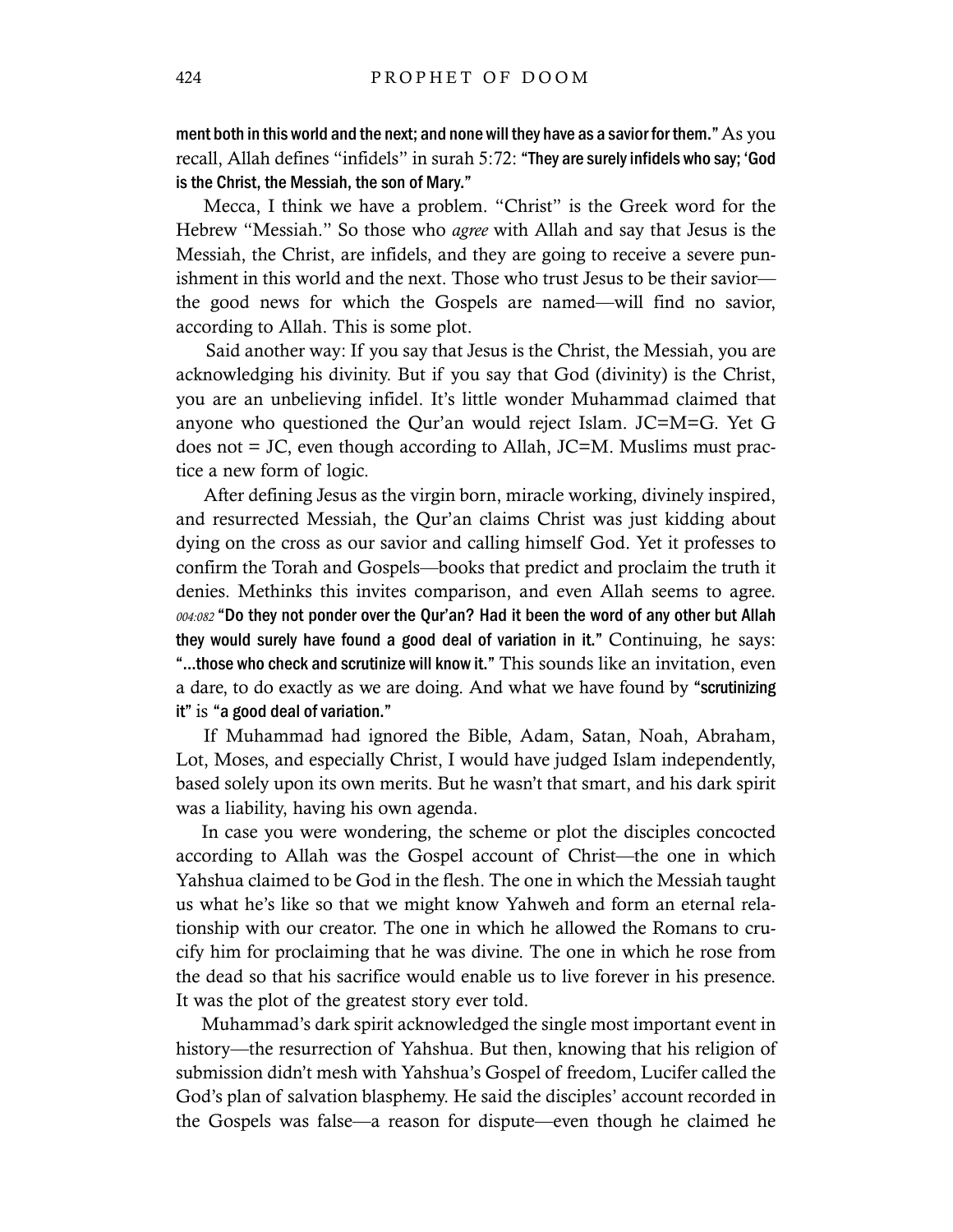**ment both in this world and the next; and none will they have as a savior for them."** As you recall, Allah defines "infidels" in surah 5:72: **"They are surely infidels who say; 'God is the Christ, the Messiah, the son of Mary."**

Mecca, I think we have a problem. "Christ" is the Greek word for the Hebrew "Messiah." So those who *agree* with Allah and say that Jesus is the Messiah, the Christ, are infidels, and they are going to receive a severe punishment in this world and the next. Those who trust Jesus to be their savior—the good news for which the Gospels are named—will find no savior, according to Allah. This is some plot.

Said another way: If you say that Jesus is the Christ, the Messiah, you are acknowledging his divinity. But if you say that God (divinity) is the Christ, you are an unbelieving infidel. It's little wonder Muhammad claimed that anyone who questioned the Qur'an would reject Islam. JC=M=G. Yet G does not = JC, even though according to Allah, JC=M. Muslims must practice a new form of logic.

After defining Jesus as the virgin born, miracle working, divinely inspired, and resurrected Messiah, the Qur'an claims Christ was just kidding about dying on the cross as our savior and calling himself God. Yet it professes to confirm the Torah and Gospels—books that predict and proclaim the truth it denies. Methinks this invites comparison, and even Allah seems to agree. *004:082* **"Do they not ponder over the Qur'an? Had it been the word of any other but Allah they would surely have found a good deal of variation in it."** Continuing, he says: **"…those who check and scrutinize will know it."** This sounds like an invitation, even a dare, to do exactly as we are doing. And what we have found by **"scrutinizing it"** is **"a good deal of variation."**

If Muhammad had ignored the Bible, Adam, Satan, Noah, Abraham, Lot, Moses, and especially Christ, I would have judged Islam independently, based solely upon its own merits. But he wasn't that smart, and his dark spirit was a liability, having his own agenda.

In case you were wondering, the scheme or plot the disciples concocted according to Allah was the Gospel account of Christ—the one in which Yahshua claimed to be God in the flesh. The one in which the Messiah taught us what he's like so that we might know Yahweh and form an eternal relationship with our creator. The one in which he allowed the Romans to crucify him for proclaiming that he was divine. The one in which he rose from the dead so that his sacrifice would enable us to live forever in his presence. It was the plot of the greatest story ever told.

Muhammad's dark spirit acknowledged the single most important event in history—the resurrection of Yahshua. But then, knowing that his religion of submission didn't mesh with Yahshua's Gospel of freedom, Lucifer called the God's plan of salvation blasphemy. He said the disciples' account recorded in the Gospels was false—a reason for dispute—even though he claimed he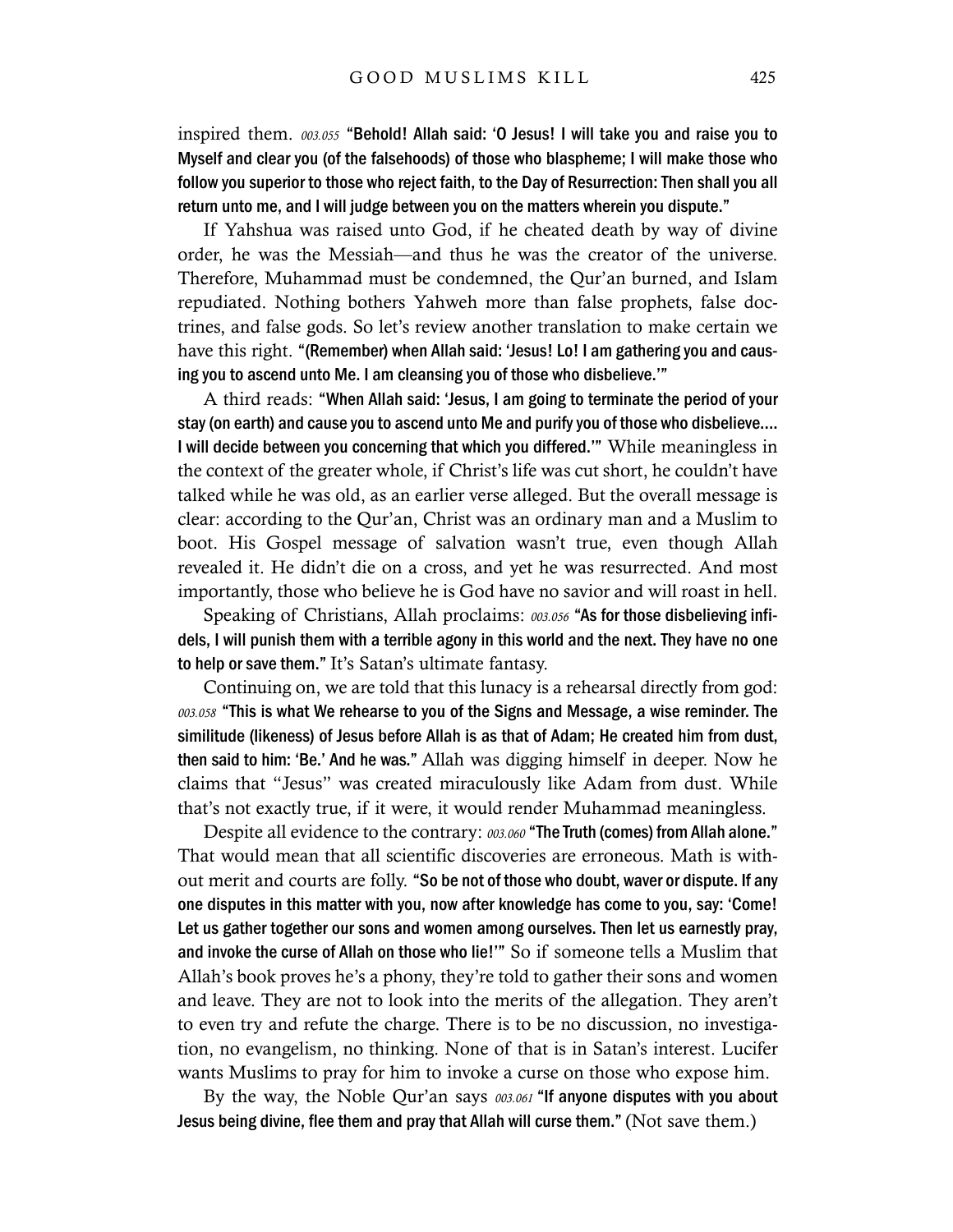inspired them. *003.055* **"Behold! Allah said: 'O Jesus! I will take you and raise you to Myself and clear you (of the falsehoods) of those who blaspheme; I will make those who follow you superior to those who reject faith, to the Day of Resurrection: Then shall you all return unto me, and I will judge between you on the matters wherein you dispute."**

If Yahshua was raised unto God, if he cheated death by way of divine order, he was the Messiah—and thus he was the creator of the universe. Therefore, Muhammad must be condemned, the Qur'an burned, and Islam repudiated. Nothing bothers Yahweh more than false prophets, false doctrines, and false gods. So let's review another translation to make certain we have this right. **"(Remember) when Allah said: 'Jesus! Lo! I am gathering you and causing you to ascend unto Me. I am cleansing you of those who disbelieve.'"**

A third reads: **"When Allah said: 'Jesus, I am going to terminate the period of your stay (on earth) and cause you to ascend unto Me and purify you of those who disbelieve.... I will decide between you concerning that which you differed.'"** While meaningless in the context of the greater whole, if Christ's life was cut short, he couldn't have talked while he was old, as an earlier verse alleged. But the overall message is clear: according to the Qur'an, Christ was an ordinary man and a Muslim to boot. His Gospel message of salvation wasn't true, even though Allah revealed it. He didn't die on a cross, and yet he was resurrected. And most importantly, those who believe he is God have no savior and will roast in hell.

Speaking of Christians, Allah proclaims: *003.056* **"As for those disbelieving infidels, I will punish them with a terrible agony in this world and the next. They have no one to help or save them."** It's Satan's ultimate fantasy.

Continuing on, we are told that this lunacy is a rehearsal directly from god: *003.058* **"This is what We rehearse to you of the Signs and Message, a wise reminder. The similitude (likeness) of Jesus before Allah is as that of Adam; He created him from dust, then said to him: 'Be.' And he was."** Allah was digging himself in deeper. Now he claims that "Jesus" was created miraculously like Adam from dust. While that's not exactly true, if it were, it would render Muhammad meaningless.

Despite all evidence to the contrary: *003.060* **"The Truth (comes) from Allah alone."** That would mean that all scientific discoveries are erroneous. Math is without merit and courts are folly. **"So be not of those who doubt, waver or dispute. If any one disputes in this matter with you, now after knowledge has come to you, say: 'Come! Let us gather together our sons and women among ourselves. Then let us earnestly pray, and invoke the curse of Allah on those who lie!'"** So if someone tells a Muslim that Allah's book proves he's a phony, they're told to gather their sons and women and leave. They are not to look into the merits of the allegation. They aren't to even try and refute the charge. There is to be no discussion, no investigation, no evangelism, no thinking. None of that is in Satan's interest. Lucifer wants Muslims to pray for him to invoke a curse on those who expose him.

By the way, the Noble Qur'an says *003.061* **"If anyone disputes with you about Jesus being divine, flee them and pray that Allah will curse them."** (Not save them.)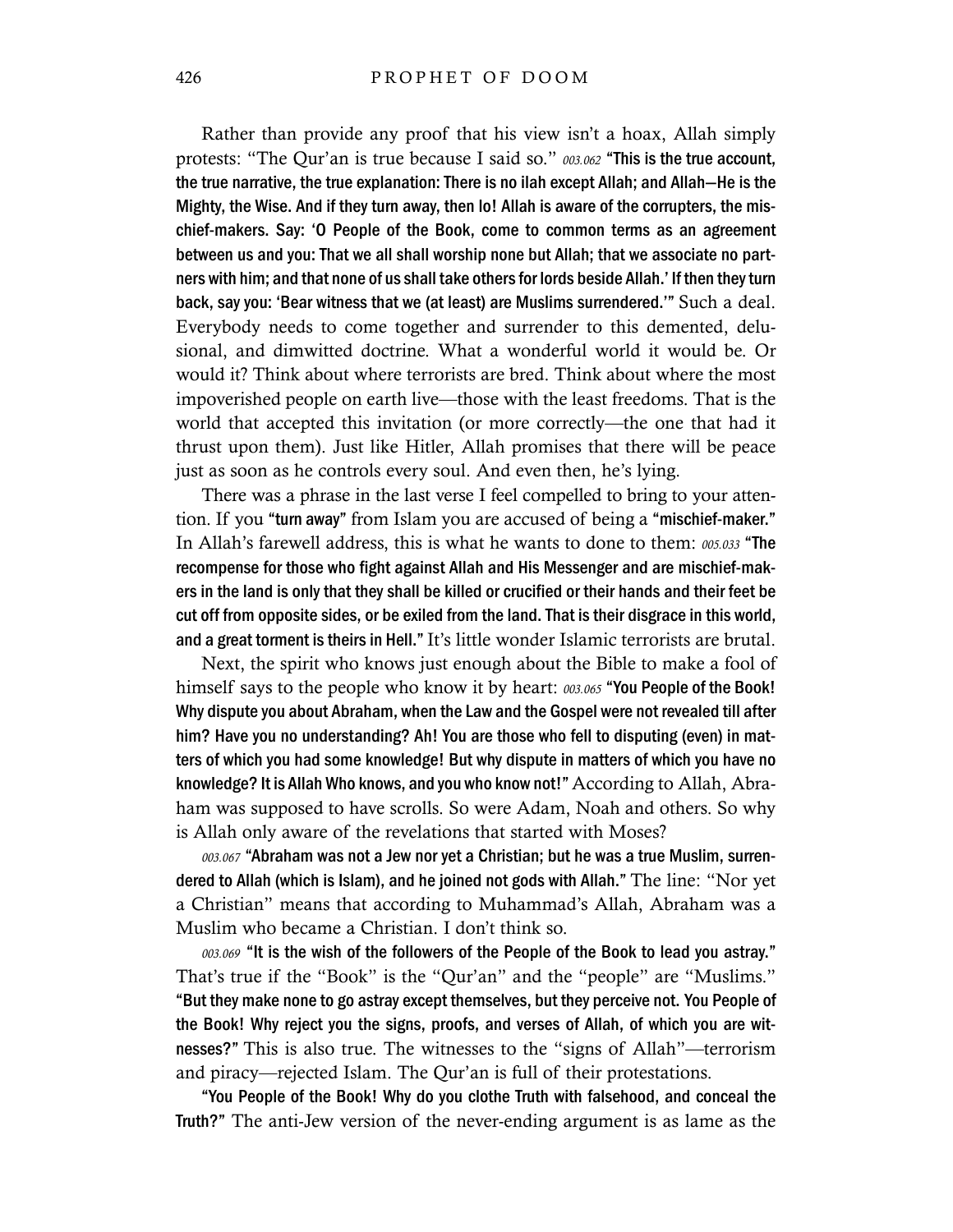Rather than provide any proof that his view isn't a hoax, Allah simply protests: "The Qur'an is true because I said so." *003.062* **"This is the true account, the true narrative, the true explanation: There is no ilah except Allah; and Allah—He is the Mighty, the Wise. And if they turn away, then lo! Allah is aware of the corrupters, the mischief-makers. Say: 'O People of the Book, come to common terms as an agreement between us and you: That we all shall worship none but Allah; that we associate no partners with him; and that none of us shall take others for lords beside Allah.' If then they turn back, say you: 'Bear witness that we (at least) are Muslims surrendered.'"** Such a deal. Everybody needs to come together and surrender to this demented, delusional, and dimwitted doctrine. What a wonderful world it would be. Or would it? Think about where terrorists are bred. Think about where the most impoverished people on earth live—those with the least freedoms. That is the world that accepted this invitation (or more correctly—the one that had it thrust upon them). Just like Hitler, Allah promises that there will be peace just as soon as he controls every soul. And even then, he's lying.

There was a phrase in the last verse I feel compelled to bring to your attention. If you **"turn away"** from Islam you are accused of being a **"mischief-maker."** In Allah's farewell address, this is what he wants to done to them: *005.033* **"The recompense for those who fight against Allah and His Messenger and are mischief-makers in the land is only that they shall be killed or crucified or their hands and their feet be cut off from opposite sides, or be exiled from the land. That is their disgrace in this world, and a great torment is theirs in Hell."** It's little wonder Islamic terrorists are brutal.

Next, the spirit who knows just enough about the Bible to make a fool of himself says to the people who know it by heart: *003.065* **"You People of the Book! Why dispute you about Abraham, when the Law and the Gospel were not revealed till after him? Have you no understanding? Ah! You are those who fell to disputing (even) in matters of which you had some knowledge! But why dispute in matters of which you have no knowledge? It is Allah Who knows, and you who know not!"** According to Allah, Abraham was supposed to have scrolls. So were Adam, Noah and others. So why is Allah only aware of the revelations that started with Moses?

*003.067* **"Abraham was not a Jew nor yet a Christian; but he was a true Muslim, surrendered to Allah (which is Islam), and he joined not gods with Allah."** The line: "Nor yet a Christian" means that according to Muhammad's Allah, Abraham was a Muslim who became a Christian. I don't think so.

*003.069* **"It is the wish of the followers of the People of the Book to lead you astray."** That's true if the "Book" is the "Qur'an" and the "people" are "Muslims." **"But they make none to go astray except themselves, but they perceive not. You People of the Book! Why reject you the signs, proofs, and verses of Allah, of which you are witnesses?"** This is also true. The witnesses to the "signs of Allah"—terrorism and piracy—rejected Islam. The Qur'an is full of their protestations.

**"You People of the Book! Why do you clothe Truth with falsehood, and conceal the Truth?"** The anti-Jew version of the never-ending argument is as lame as the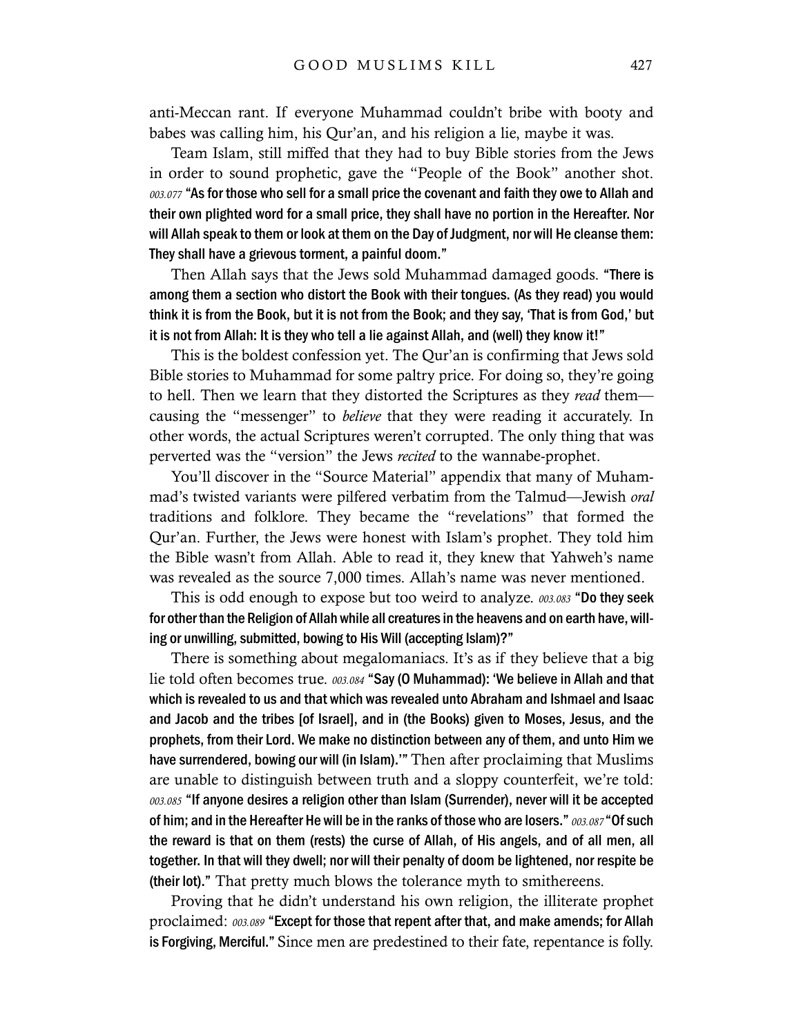anti-Meccan rant. If everyone Muhammad couldn't bribe with booty and babes was calling him, his Qur'an, and his religion a lie, maybe it was.

Team Islam, still miffed that they had to buy Bible stories from the Jews in order to sound prophetic, gave the "People of the Book" another shot. *003.077* **"As for those who sell for a small price the covenant and faith they owe to Allah and their own plighted word for a small price, they shall have no portion in the Hereafter. Nor will Allah speak to them or look at them on the Day of Judgment, nor will He cleanse them: They shall have a grievous torment, a painful doom."**

Then Allah says that the Jews sold Muhammad damaged goods. **"There is among them a section who distort the Book with their tongues. (As they read) you would think it is from the Book, but it is not from the Book; and they say, 'That is from God,' but it is not from Allah: It is they who tell a lie against Allah, and (well) they know it!"**

This is the boldest confession yet. The Qur'an is confirming that Jews sold Bible stories to Muhammad for some paltry price. For doing so, they're going to hell. Then we learn that they distorted the Scriptures as they *read* them—causing the "messenger" to *believe* that they were reading it accurately. In other words, the actual Scriptures weren't corrupted. The only thing that was perverted was the "version" the Jews *recited* to the wannabe-prophet.

You'll discover in the "Source Material" appendix that many of Muhammad's twisted variants were pilfered verbatim from the Talmud—Jewish *oral* traditions and folklore. They became the "revelations" that formed the Qur'an. Further, the Jews were honest with Islam's prophet. They told him the Bible wasn't from Allah. Able to read it, they knew that Yahweh's name was revealed as the source 7,000 times. Allah's name was never mentioned.

This is odd enough to expose but too weird to analyze. *003.083* **"Do they seek for other than the Religion of Allah while all creatures in the heavens and on earth have, willing or unwilling, submitted, bowing to His Will (accepting Islam)?"**

There is something about megalomaniacs. It's as if they believe that a big lie told often becomes true. *003.084* **"Say (O Muhammad): 'We believe in Allah and that which is revealed to us and that which was revealed unto Abraham and Ishmael and Isaac and Jacob and the tribes [of Israel], and in (the Books) given to Moses, Jesus, and the prophets, from their Lord. We make no distinction between any of them, and unto Him we have surrendered, bowing our will (in Islam).'"** Then after proclaiming that Muslims are unable to distinguish between truth and a sloppy counterfeit, we're told: *003.085* **"If anyone desires a religion other than Islam (Surrender), never will it be accepted of him; and in the Hereafter He will be in the ranks of those who are losers."** *003.087* **"Of such the reward is that on them (rests) the curse of Allah, of His angels, and of all men, all together. In that will they dwell; nor will their penalty of doom be lightened, nor respite be (their lot)."** That pretty much blows the tolerance myth to smithereens.

Proving that he didn't understand his own religion, the illiterate prophet proclaimed: *003.089* **"Except for those that repent after that, and make amends; for Allah is Forgiving, Merciful."** Since men are predestined to their fate, repentance is folly.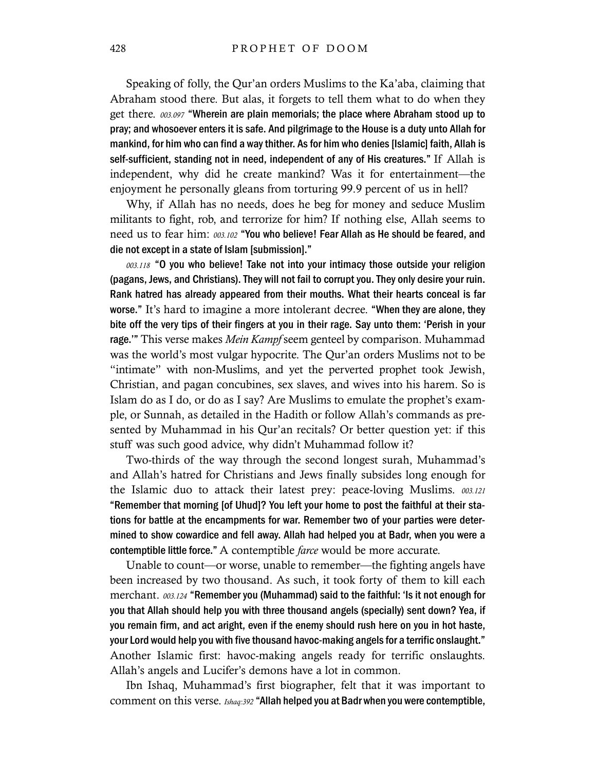Speaking of folly, the Qur'an orders Muslims to the Ka'aba, claiming that Abraham stood there. But alas, it forgets to tell them what to do when they get there. *003.097* **"Wherein are plain memorials; the place where Abraham stood up to pray; and whosoever enters it is safe. And pilgrimage to the House is a duty unto Allah for mankind, for him who can find a way thither. As for him who denies [Islamic] faith, Allah is self-sufficient, standing not in need, independent of any of His creatures."** If Allah is independent, why did he create mankind? Was it for entertainment—the enjoyment he personally gleans from torturing 99.9 percent of us in hell?

Why, if Allah has no needs, does he beg for money and seduce Muslim militants to fight, rob, and terrorize for him? If nothing else, Allah seems to need us to fear him: *003.102* **"You who believe! Fear Allah as He should be feared, and die not except in a state of Islam [submission]."**

*003.118* **"O you who believe! Take not into your intimacy those outside your religion (pagans, Jews, and Christians). They will not fail to corrupt you. They only desire your ruin. Rank hatred has already appeared from their mouths. What their hearts conceal is far worse."** It's hard to imagine a more intolerant decree. **"When they are alone, they bite off the very tips of their fingers at you in their rage. Say unto them: 'Perish in your rage.'"** This verse makes *Mein Kampf* seem genteel by comparison. Muhammad was the world's most vulgar hypocrite. The Qur'an orders Muslims not to be "intimate" with non-Muslims, and yet the perverted prophet took Jewish, Christian, and pagan concubines, sex slaves, and wives into his harem. So is Islam do as I do, or do as I say? Are Muslims to emulate the prophet's example, or Sunnah, as detailed in the Hadith or follow Allah's commands as presented by Muhammad in his Qur'an recitals? Or better question yet: if this stuff was such good advice, why didn't Muhammad follow it?

Two-thirds of the way through the second longest surah, Muhammad's and Allah's hatred for Christians and Jews finally subsides long enough for the Islamic duo to attack their latest prey: peace-loving Muslims. *003.121* **"Remember that morning [of Uhud]? You left your home to post the faithful at their stations for battle at the encampments for war. Remember two of your parties were determined to show cowardice and fell away. Allah had helped you at Badr, when you were a contemptible little force."** A contemptible *farce* would be more accurate.

Unable to count—or worse, unable to remember—the fighting angels have been increased by two thousand. As such, it took forty of them to kill each merchant. *003.124* **"Remember you (Muhammad) said to the faithful: 'Is it not enough for you that Allah should help you with three thousand angels (specially) sent down? Yea, if you remain firm, and act aright, even if the enemy should rush here on you in hot haste, your Lord would help you with five thousand havoc-making angels for a terrific onslaught."** Another Islamic first: havoc-making angels ready for terrific onslaughts. Allah's angels and Lucifer's demons have a lot in common.

Ibn Ishaq, Muhammad's first biographer, felt that it was important to comment on this verse. *Ishaq:392* **"Allah helped you at Badr when you were contemptible,**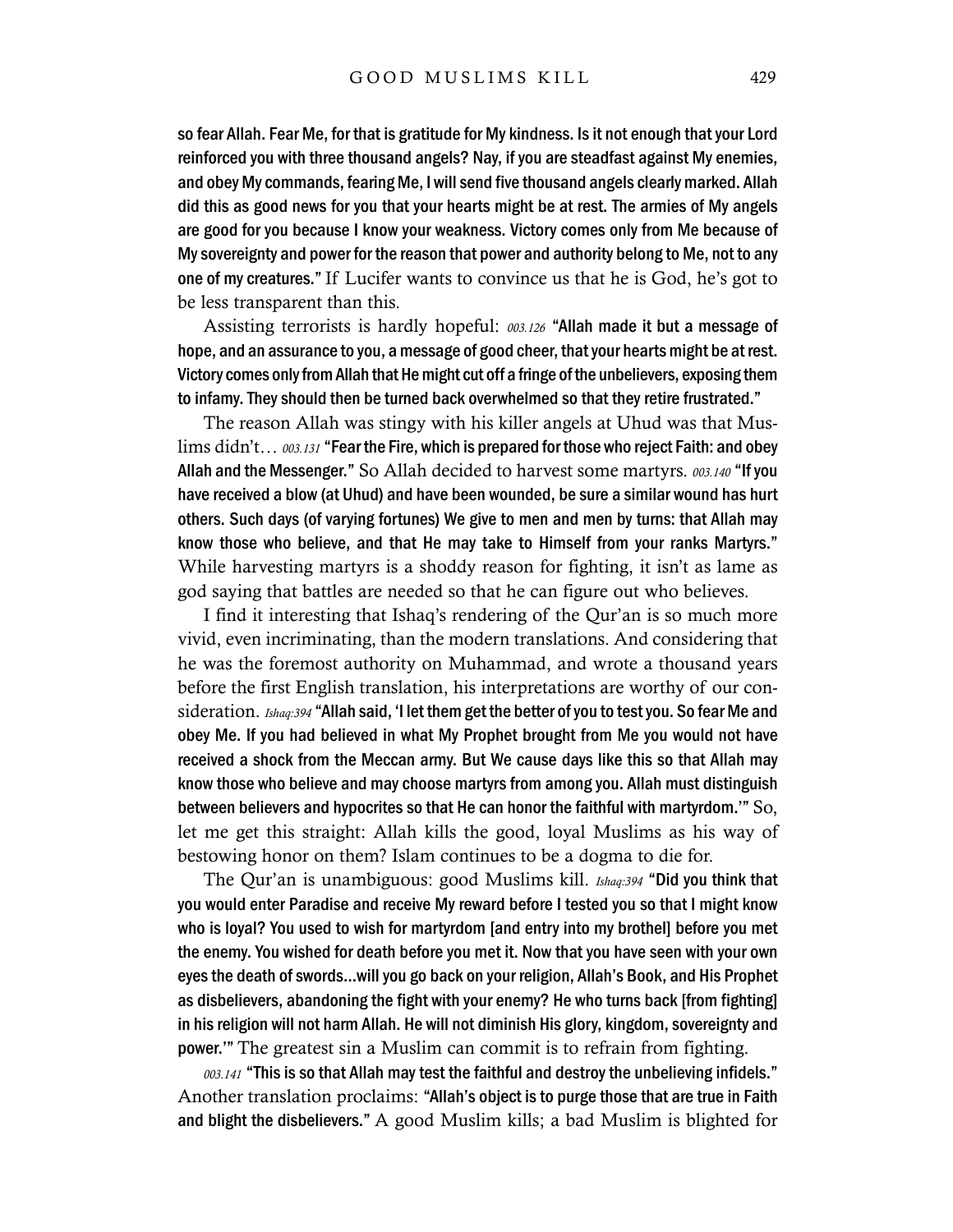**so fear Allah. Fear Me, for that is gratitude for My kindness. Is it not enough that your Lord reinforced you with three thousand angels? Nay, if you are steadfast against My enemies, and obey My commands, fearing Me, I will send five thousand angels clearly marked. Allah did this as good news for you that your hearts might be at rest. The armies of My angels are good for you because I know your weakness. Victory comes only from Me because of My sovereignty and power for the reason that power and authority belong to Me, not to any one of my creatures."** If Lucifer wants to convince us that he is God, he's got to be less transparent than this.

Assisting terrorists is hardly hopeful: *003.126* **"Allah made it but a message of hope, and an assurance to you, a message of good cheer, that your hearts might be at rest. Victory comes only from Allah that He might cut off a fringe of the unbelievers, exposing them to infamy. They should then be turned back overwhelmed so that they retire frustrated."**

The reason Allah was stingy with his killer angels at Uhud was that Muslims didn't… *003.131* **"Fear the Fire, which is prepared for those who reject Faith: and obey Allah and the Messenger."** So Allah decided to harvest some martyrs. *003.140* **"If you have received a blow (at Uhud) and have been wounded, be sure a similar wound has hurt others. Such days (of varying fortunes) We give to men and men by turns: that Allah may know those who believe, and that He may take to Himself from your ranks Martyrs."** While harvesting martyrs is a shoddy reason for fighting, it isn't as lame as god saying that battles are needed so that he can figure out who believes.

I find it interesting that Ishaq's rendering of the Qur'an is so much more vivid, even incriminating, than the modern translations. And considering that he was the foremost authority on Muhammad, and wrote a thousand years before the first English translation, his interpretations are worthy of our consideration. *Ishaq:394* **"Allah said, 'I let them get the better of you to test you. So fear Me and obey Me. If you had believed in what My Prophet brought from Me you would not have received a shock from the Meccan army. But We cause days like this so that Allah may know those who believe and may choose martyrs from among you. Allah must distinguish between believers and hypocrites so that He can honor the faithful with martyrdom.'"** So, let me get this straight: Allah kills the good, loyal Muslims as his way of bestowing honor on them? Islam continues to be a dogma to die for.

The Qur'an is unambiguous: good Muslims kill. *Ishaq:394* **"Did you think that you would enter Paradise and receive My reward before I tested you so that I might know who is loyal? You used to wish for martyrdom [and entry into my brothel] before you met the enemy. You wished for death before you met it. Now that you have seen with your own eyes the death of swords…will you go back on your religion, Allah's Book, and His Prophet as disbelievers, abandoning the fight with your enemy? He who turns back [from fighting] in his religion will not harm Allah. He will not diminish His glory, kingdom, sovereignty and power.'"** The greatest sin a Muslim can commit is to refrain from fighting.

*003.141* **"This is so that Allah may test the faithful and destroy the unbelieving infidels."** Another translation proclaims: **"Allah's object is to purge those that are true in Faith and blight the disbelievers."** A good Muslim kills; a bad Muslim is blighted for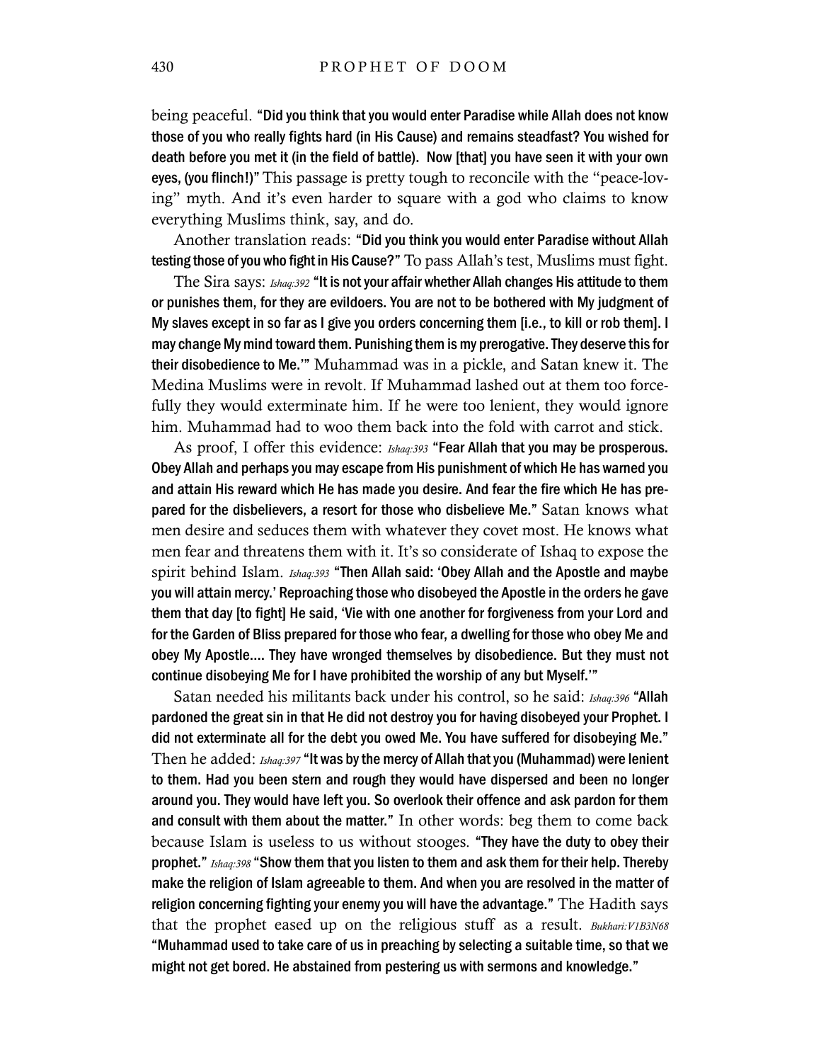being peaceful. **"Did you think that you would enter Paradise while Allah does not know those of you who really fights hard (in His Cause) and remains steadfast? You wished for death before you met it (in the field of battle). Now [that] you have seen it with your own eyes, (you flinch!)"** This passage is pretty tough to reconcile with the "peace-loving" myth. And it's even harder to square with a god who claims to know everything Muslims think, say, and do.

Another translation reads: **"Did you think you would enter Paradise without Allah testing those of you who fight in His Cause?"** To pass Allah's test, Muslims must fight.

The Sira says: *Ishaq:392* **"It is not your affair whether Allah changes His attitude to them or punishes them, for they are evildoers. You are not to be bothered with My judgment of My slaves except in so far as I give you orders concerning them [i.e., to kill or rob them]. I may change My mind toward them. Punishing them is my prerogative. They deserve this for their disobedience to Me.'"** Muhammad was in a pickle, and Satan knew it. The Medina Muslims were in revolt. If Muhammad lashed out at them too forcefully they would exterminate him. If he were too lenient, they would ignore him. Muhammad had to woo them back into the fold with carrot and stick.

As proof, I offer this evidence: *Ishaq:393* **"Fear Allah that you may be prosperous. Obey Allah and perhaps you may escape from His punishment of which He has warned you and attain His reward which He has made you desire. And fear the fire which He has prepared for the disbelievers, a resort for those who disbelieve Me."** Satan knows what men desire and seduces them with whatever they covet most. He knows what men fear and threatens them with it. It's so considerate of Ishaq to expose the spirit behind Islam. *Ishaq:393* **"Then Allah said: 'Obey Allah and the Apostle and maybe you will attain mercy.' Reproaching those who disobeyed the Apostle in the orders he gave them that day [to fight] He said, 'Vie with one another for forgiveness from your Lord and for the Garden of Bliss prepared for those who fear, a dwelling for those who obey Me and obey My Apostle.... They have wronged themselves by disobedience. But they must not continue disobeying Me for I have prohibited the worship of any but Myself.'"**

Satan needed his militants back under his control, so he said: *Ishaq:396* **"Allah pardoned the great sin in that He did not destroy you for having disobeyed your Prophet. I did not exterminate all for the debt you owed Me. You have suffered for disobeying Me."** Then he added: *Ishaq:397* **"It was by the mercy of Allah that you (Muhammad) were lenient to them. Had you been stern and rough they would have dispersed and been no longer around you. They would have left you. So overlook their offence and ask pardon for them and consult with them about the matter."** In other words: beg them to come back because Islam is useless to us without stooges. **"They have the duty to obey their prophet."** *Ishaq:398* **"Show them that you listen to them and ask them for their help. Thereby make the religion of Islam agreeable to them. And when you are resolved in the matter of religion concerning fighting your enemy you will have the advantage."** The Hadith says that the prophet eased up on the religious stuff as a result. *Bukhari:V1B3N68* **"Muhammad used to take care of us in preaching by selecting a suitable time, so that we might not get bored. He abstained from pestering us with sermons and knowledge."**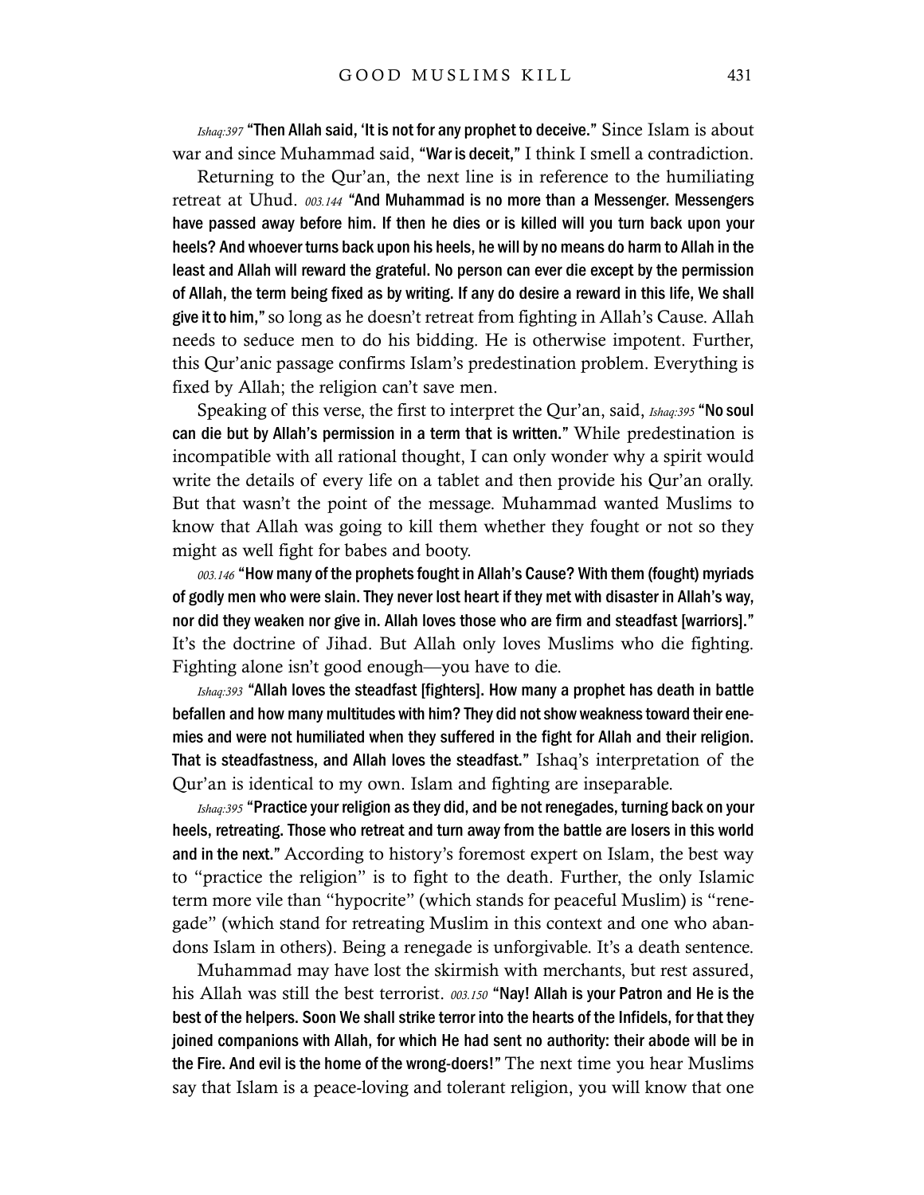*Ishaq:397* **"Then Allah said, 'It is not for any prophet to deceive."** Since Islam is about war and since Muhammad said, **"War is deceit,"** I think I smell a contradiction.

Returning to the Qur'an, the next line is in reference to the humiliating retreat at Uhud. *003.144* **"And Muhammad is no more than a Messenger. Messengers have passed away before him. If then he dies or is killed will you turn back upon your heels? And whoever turns back upon his heels, he will by no means do harm to Allah in the least and Allah will reward the grateful. No person can ever die except by the permission of Allah, the term being fixed as by writing. If any do desire a reward in this life, We shall give it to him,"** so long as he doesn't retreat from fighting in Allah's Cause. Allah needs to seduce men to do his bidding. He is otherwise impotent. Further, this Qur'anic passage confirms Islam's predestination problem. Everything is fixed by Allah; the religion can't save men.

Speaking of this verse, the first to interpret the Qur'an, said, *Ishaq:395* **"No soul can die but by Allah's permission in a term that is written."** While predestination is incompatible with all rational thought, I can only wonder why a spirit would write the details of every life on a tablet and then provide his Qur'an orally. But that wasn't the point of the message. Muhammad wanted Muslims to know that Allah was going to kill them whether they fought or not so they might as well fight for babes and booty.

*003.146* **"How many of the prophets fought in Allah's Cause? With them (fought) myriads of godly men who were slain. They never lost heart if they met with disaster in Allah's way, nor did they weaken nor give in. Allah loves those who are firm and steadfast [warriors]."** It's the doctrine of Jihad. But Allah only loves Muslims who die fighting. Fighting alone isn't good enough—you have to die.

*Ishaq:393* **"Allah loves the steadfast [fighters]. How many a prophet has death in battle befallen and how many multitudes with him? They did not show weakness toward their enemies and were not humiliated when they suffered in the fight for Allah and their religion. That is steadfastness, and Allah loves the steadfast."** Ishaq's interpretation of the Qur'an is identical to my own. Islam and fighting are inseparable.

*Ishaq:395* **"Practice your religion as they did, and be not renegades, turning back on your heels, retreating. Those who retreat and turn away from the battle are losers in this world and in the next."** According to history's foremost expert on Islam, the best way to "practice the religion" is to fight to the death. Further, the only Islamic term more vile than "hypocrite" (which stands for peaceful Muslim) is "renegade" (which stand for retreating Muslim in this context and one who abandons Islam in others). Being a renegade is unforgivable. It's a death sentence.

Muhammad may have lost the skirmish with merchants, but rest assured, his Allah was still the best terrorist. *003.150* **"Nay! Allah is your Patron and He is the best of the helpers. Soon We shall strike terror into the hearts of the Infidels, for that they joined companions with Allah, for which He had sent no authority: their abode will be in the Fire. And evil is the home of the wrong-doers!"** The next time you hear Muslims say that Islam is a peace-loving and tolerant religion, you will know that one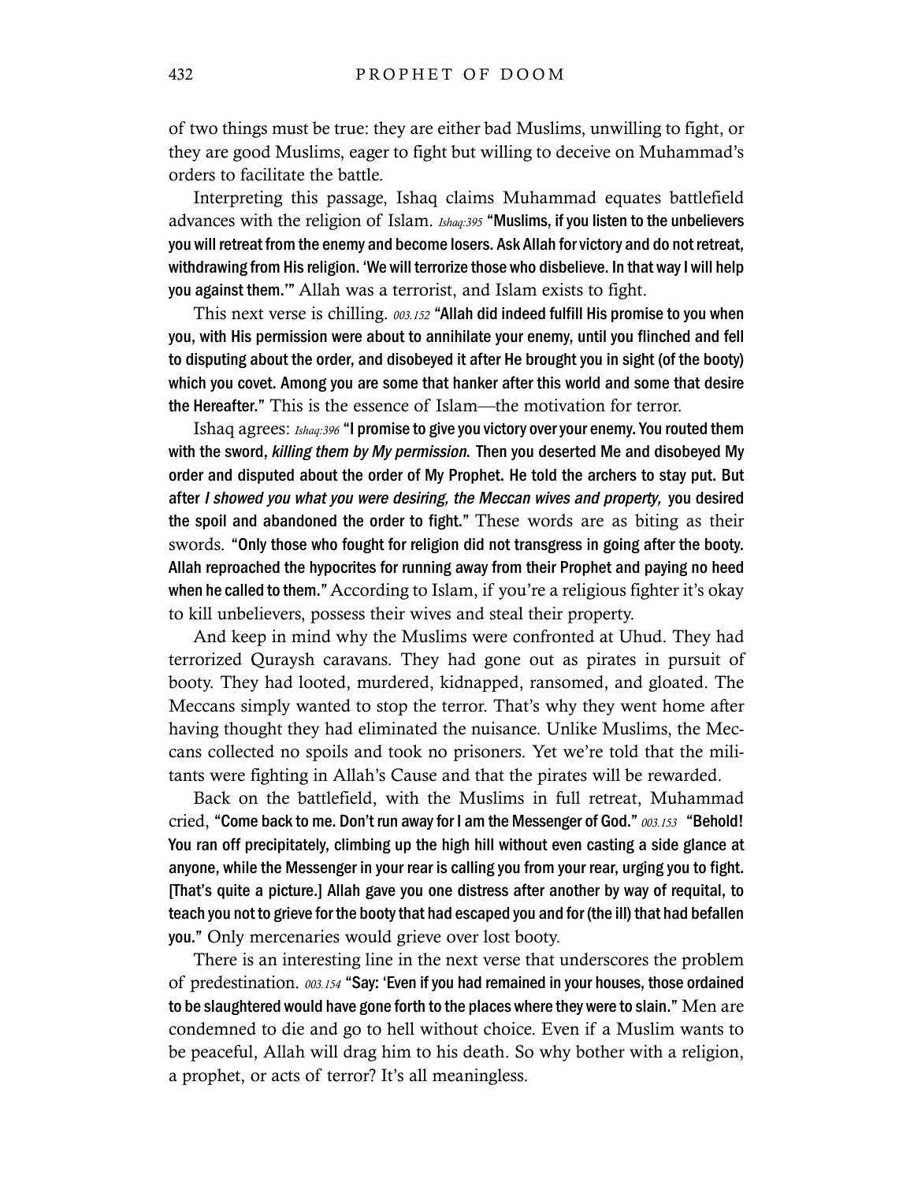of two things must be true: they are either bad Muslims, unwilling to fight, or they are good Muslims, eager to fight but willing to deceive on Muhammad's orders to facilitate the battle.

Interpreting this passage, Ishaq claims Muhammad equates battlefield advances with the religion of Islam. *Ishaq:395* **"Muslims, if you listen to the unbelievers you will retreat from the enemy and become losers. Ask Allah for victory and do not retreat, withdrawing from His religion. 'We will terrorize those who disbelieve. In that way I will help you against them.'"** Allah was a terrorist, and Islam exists to fight.

This next verse is chilling. *003.152* **"Allah did indeed fulfill His promise to you when you, with His permission were about to annihilate your enemy, until you flinched and fell to disputing about the order, and disobeyed it after He brought you in sight (of the booty) which you covet. Among you are some that hanker after this world and some that desire the Hereafter."** This is the essence of Islam—the motivation for terror.

Ishaq agrees: *Ishaq:396* **"I promise to give you victory over your enemy. You routed them with the sword, *killing them by My permission*. Then you deserted Me and disobeyed My order and disputed about the order of My Prophet. He told the archers to stay put. But after *I showed you what you were desiring, the Meccan wives and property,* you desired the spoil and abandoned the order to fight."** These words are as biting as their swords. **"Only those who fought for religion did not transgress in going after the booty. Allah reproached the hypocrites for running away from their Prophet and paying no heed when he called to them."** According to Islam, if you're a religious fighter it's okay to kill unbelievers, possess their wives and steal their property.

And keep in mind why the Muslims were confronted at Uhud. They had terrorized Quraysh caravans. They had gone out as pirates in pursuit of booty. They had looted, murdered, kidnapped, ransomed, and gloated. The Meccans simply wanted to stop the terror. That's why they went home after having thought they had eliminated the nuisance. Unlike Muslims, the Meccans collected no spoils and took no prisoners. Yet we're told that the militants were fighting in Allah's Cause and that the pirates will be rewarded.

Back on the battlefield, with the Muslims in full retreat, Muhammad cried, **"Come back to me. Don't run away for I am the Messenger of God."** *003.153* **"Behold! You ran off precipitately, climbing up the high hill without even casting a side glance at anyone, while the Messenger in your rear is calling you from your rear, urging you to fight. [That's quite a picture.] Allah gave you one distress after another by way of requital, to teach you not to grieve for the booty that had escaped you and for (the ill) that had befallen you."** Only mercenaries would grieve over lost booty.

There is an interesting line in the next verse that underscores the problem of predestination. *003.154* **"Say: 'Even if you had remained in your houses, those ordained to be slaughtered would have gone forth to the places where they were to slain."** Men are condemned to die and go to hell without choice. Even if a Muslim wants to be peaceful, Allah will drag him to his death. So why bother with a religion, a prophet, or acts of terror? It's all meaningless.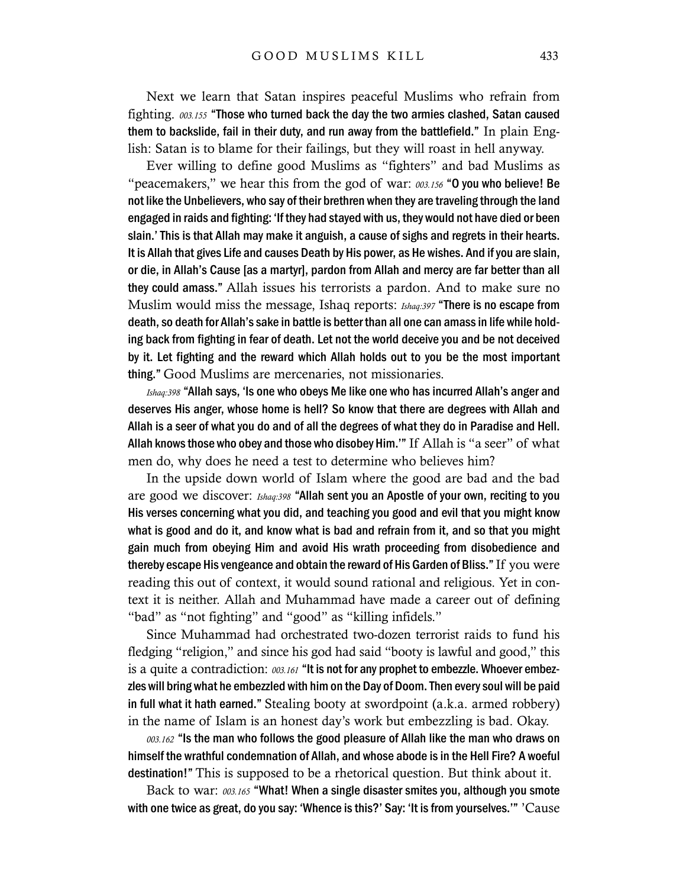Next we learn that Satan inspires peaceful Muslims who refrain from fighting. *003.155* **"Those who turned back the day the two armies clashed, Satan caused them to backslide, fail in their duty, and run away from the battlefield."** In plain English: Satan is to blame for their failings, but they will roast in hell anyway.

Ever willing to define good Muslims as "fighters" and bad Muslims as "peacemakers," we hear this from the god of war: *003.156* **"O you who believe! Be not like the Unbelievers, who say of their brethren when they are traveling through the land engaged in raids and fighting: 'If they had stayed with us, they would not have died or been slain.' This is that Allah may make it anguish, a cause of sighs and regrets in their hearts. It is Allah that gives Life and causes Death by His power, as He wishes. And if you are slain, or die, in Allah's Cause [as a martyr], pardon from Allah and mercy are far better than all they could amass."** Allah issues his terrorists a pardon. And to make sure no Muslim would miss the message, Ishaq reports: *Ishaq:397* **"There is no escape from death, so death for Allah's sake in battle is better than all one can amass in life while holding back from fighting in fear of death. Let not the world deceive you and be not deceived by it. Let fighting and the reward which Allah holds out to you be the most important thing."** Good Muslims are mercenaries, not missionaries.

*Ishaq:398* **"Allah says, 'Is one who obeys Me like one who has incurred Allah's anger and deserves His anger, whose home is hell? So know that there are degrees with Allah and Allah is a seer of what you do and of all the degrees of what they do in Paradise and Hell. Allah knows those who obey and those who disobey Him.'"** If Allah is "a seer" of what men do, why does he need a test to determine who believes him?

In the upside down world of Islam where the good are bad and the bad are good we discover: *Ishaq:398* **"Allah sent you an Apostle of your own, reciting to you His verses concerning what you did, and teaching you good and evil that you might know what is good and do it, and know what is bad and refrain from it, and so that you might gain much from obeying Him and avoid His wrath proceeding from disobedience and thereby escape His vengeance and obtain the reward of His Garden of Bliss."** If you were reading this out of context, it would sound rational and religious. Yet in context it is neither. Allah and Muhammad have made a career out of defining "bad" as "not fighting" and "good" as "killing infidels."

Since Muhammad had orchestrated two-dozen terrorist raids to fund his fledging "religion," and since his god had said "booty is lawful and good," this is a quite a contradiction: *003.161* **"It is not for any prophet to embezzle. Whoever embezzles will bring what he embezzled with him on the Day of Doom. Then every soul will be paid in full what it hath earned."** Stealing booty at swordpoint (a.k.a. armed robbery) in the name of Islam is an honest day's work but embezzling is bad. Okay.

*003.162* **"Is the man who follows the good pleasure of Allah like the man who draws on himself the wrathful condemnation of Allah, and whose abode is in the Hell Fire? A woeful destination!"** This is supposed to be a rhetorical question. But think about it.

Back to war: *003.165* **"What! When a single disaster smites you, although you smote with one twice as great, do you say: 'Whence is this?' Say: 'It is from yourselves.'"** 'Cause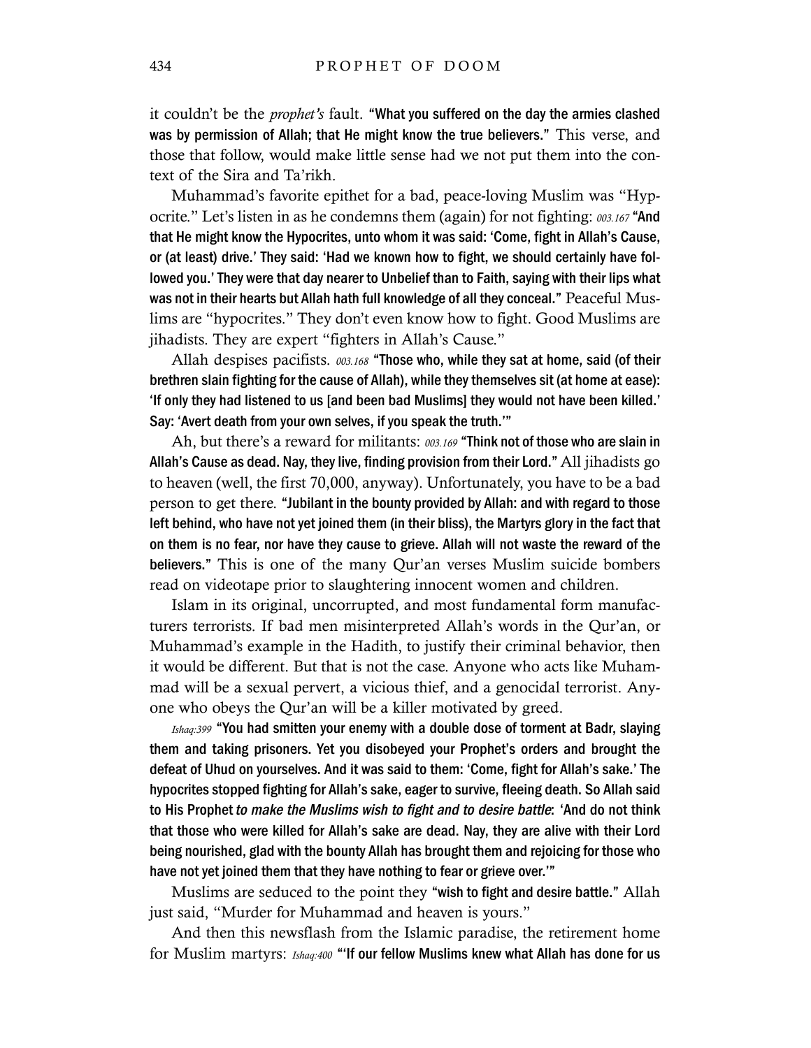it couldn't be the *prophet's* fault. **"What you suffered on the day the armies clashed was by permission of Allah; that He might know the true believers."** This verse, and those that follow, would make little sense had we not put them into the context of the Sira and Ta'rikh.

Muhammad's favorite epithet for a bad, peace-loving Muslim was "Hypocrite." Let's listen in as he condemns them (again) for not fighting: *003.167* **"And that He might know the Hypocrites, unto whom it was said: 'Come, fight in Allah's Cause, or (at least) drive.' They said: 'Had we known how to fight, we should certainly have followed you.' They were that day nearer to Unbelief than to Faith, saying with their lips what was not in their hearts but Allah hath full knowledge of all they conceal."** Peaceful Muslims are "hypocrites." They don't even know how to fight. Good Muslims are jihadists. They are expert "fighters in Allah's Cause."

Allah despises pacifists. *003.168* **"Those who, while they sat at home, said (of their brethren slain fighting for the cause of Allah), while they themselves sit (at home at ease): 'If only they had listened to us [and been bad Muslims] they would not have been killed.' Say: 'Avert death from your own selves, if you speak the truth.'"**

Ah, but there's a reward for militants: *003.169* **"Think not of those who are slain in Allah's Cause as dead. Nay, they live, finding provision from their Lord."** All jihadists go to heaven (well, the first 70,000, anyway). Unfortunately, you have to be a bad person to get there. **"Jubilant in the bounty provided by Allah: and with regard to those left behind, who have not yet joined them (in their bliss), the Martyrs glory in the fact that on them is no fear, nor have they cause to grieve. Allah will not waste the reward of the believers."** This is one of the many Qur'an verses Muslim suicide bombers read on videotape prior to slaughtering innocent women and children.

Islam in its original, uncorrupted, and most fundamental form manufacturers terrorists. If bad men misinterpreted Allah's words in the Qur'an, or Muhammad's example in the Hadith, to justify their criminal behavior, then it would be different. But that is not the case. Anyone who acts like Muhammad will be a sexual pervert, a vicious thief, and a genocidal terrorist. Anyone who obeys the Qur'an will be a killer motivated by greed.

*Ishaq:399* **"You had smitten your enemy with a double dose of torment at Badr, slaying them and taking prisoners. Yet you disobeyed your Prophet's orders and brought the defeat of Uhud on yourselves. And it was said to them: 'Come, fight for Allah's sake.' The hypocrites stopped fighting for Allah's sake, eager to survive, fleeing death. So Allah said to His Prophet *to make the Muslims wish to fight and to desire battle*: 'And do not think that those who were killed for Allah's sake are dead. Nay, they are alive with their Lord being nourished, glad with the bounty Allah has brought them and rejoicing for those who have not yet joined them that they have nothing to fear or grieve over.'"**

Muslims are seduced to the point they **"wish to fight and desire battle."** Allah just said, "Murder for Muhammad and heaven is yours."

And then this newsflash from the Islamic paradise, the retirement home for Muslim martyrs: *Ishaq:400* **"'If our fellow Muslims knew what Allah has done for us**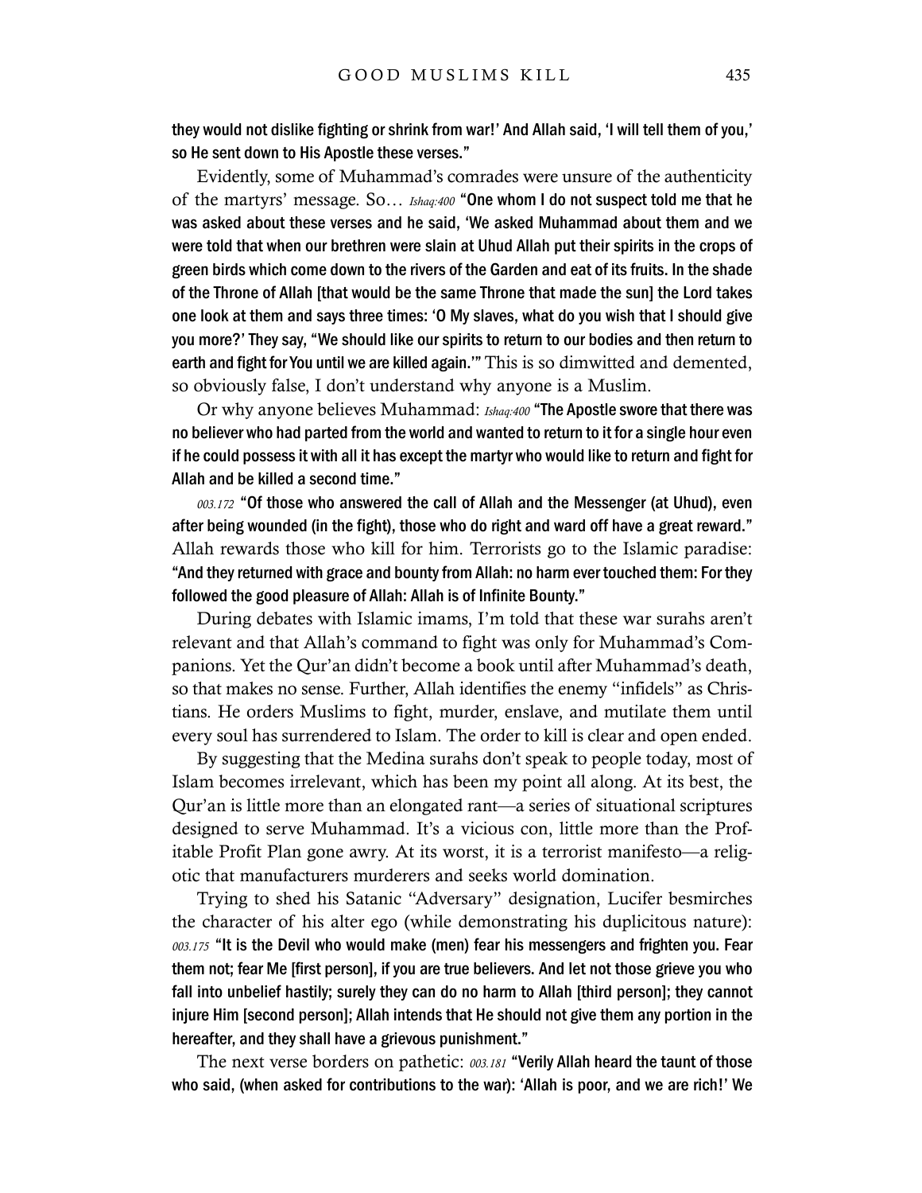they would not dislike fighting or shrink from war!' And Allah said, 'I will tell them of you,' so He sent down to His Apostle these verses."

Evidently, some of Muhammad's comrades were unsure of the authenticity of the martyrs' message. So… *Ishaq:400* "One whom I do not suspect told me that he was asked about these verses and he said, 'We asked Muhammad about them and we were told that when our brethren were slain at Uhud Allah put their spirits in the crops of green birds which come down to the rivers of the Garden and eat of its fruits. In the shade of the Throne of Allah [that would be the same Throne that made the sun] the Lord takes one look at them and says three times: 'O My slaves, what do you wish that I should give you more?' They say, "We should like our spirits to return to our bodies and then return to earth and fight for You until we are killed again.'" This is so dimwitted and demented, so obviously false, I don't understand why anyone is a Muslim.

Or why anyone believes Muhammad: *Ishaq:400* "The Apostle swore that there was no believer who had parted from the world and wanted to return to it for a single hour even if he could possess it with all it has except the martyr who would like to return and fight for Allah and be killed a second time."

*003.172* "Of those who answered the call of Allah and the Messenger (at Uhud), even after being wounded (in the fight), those who do right and ward off have a great reward." Allah rewards those who kill for him. Terrorists go to the Islamic paradise: "And they returned with grace and bounty from Allah: no harm ever touched them: For they followed the good pleasure of Allah: Allah is of Infinite Bounty."

During debates with Islamic imams, I'm told that these war surahs aren't relevant and that Allah's command to fight was only for Muhammad's Companions. Yet the Qur'an didn't become a book until after Muhammad's death, so that makes no sense. Further, Allah identifies the enemy "infidels" as Christians. He orders Muslims to fight, murder, enslave, and mutilate them until every soul has surrendered to Islam. The order to kill is clear and open ended.

By suggesting that the Medina surahs don't speak to people today, most of Islam becomes irrelevant, which has been my point all along. At its best, the Qur'an is little more than an elongated rant—a series of situational scriptures designed to serve Muhammad. It's a vicious con, little more than the Profitable Profit Plan gone awry. At its worst, it is a terrorist manifesto—a religotic that manufacturers murderers and seeks world domination.

Trying to shed his Satanic "Adversary" designation, Lucifer besmirches the character of his alter ego (while demonstrating his duplicitous nature): *003.175* "It is the Devil who would make (men) fear his messengers and frighten you. Fear them not; fear Me [first person], if you are true believers. And let not those grieve you who fall into unbelief hastily; surely they can do no harm to Allah [third person]; they cannot injure Him [second person]; Allah intends that He should not give them any portion in the hereafter, and they shall have a grievous punishment."

The next verse borders on pathetic: *003.181* "Verily Allah heard the taunt of those who said, (when asked for contributions to the war): 'Allah is poor, and we are rich!' We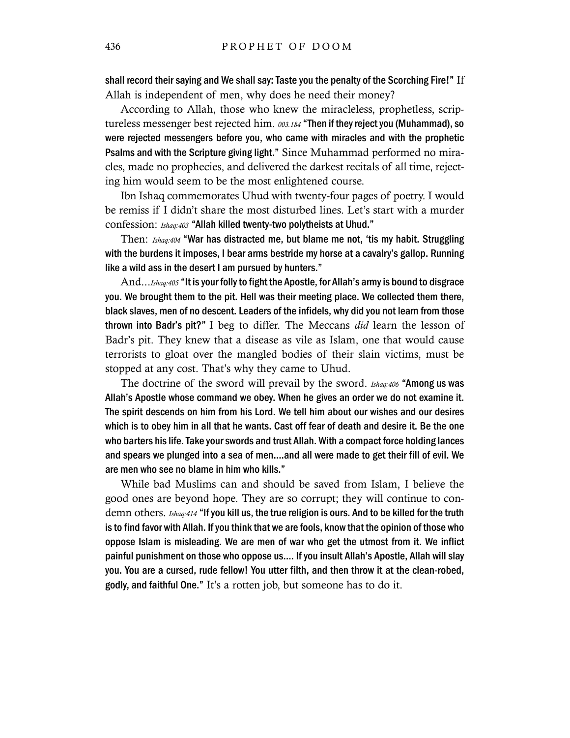**shall record their saying and We shall say: Taste you the penalty of the Scorching Fire!"** If Allah is independent of men, why does he need their money?

According to Allah, those who knew the miracleless, prophetless, scriptureless messenger best rejected him. *003.184* **"Then if they reject you (Muhammad), so were rejected messengers before you, who came with miracles and with the prophetic Psalms and with the Scripture giving light."** Since Muhammad performed no miracles, made no prophecies, and delivered the darkest recitals of all time, rejecting him would seem to be the most enlightened course.

Ibn Ishaq commemorates Uhud with twenty-four pages of poetry. I would be remiss if I didn't share the most disturbed lines. Let's start with a murder confession: *Ishaq:403* **"Allah killed twenty-two polytheists at Uhud."**

Then: *Ishaq:404* **"War has distracted me, but blame me not, 'tis my habit. Struggling with the burdens it imposes, I bear arms bestride my horse at a cavalry's gallop. Running like a wild ass in the desert I am pursued by hunters."**

And…*Ishaq:405* **"It is your folly to fight the Apostle, for Allah's army is bound to disgrace you. We brought them to the pit. Hell was their meeting place. We collected them there, black slaves, men of no descent. Leaders of the infidels, why did you not learn from those thrown into Badr's pit?"** I beg to differ. The Meccans *did* learn the lesson of Badr's pit. They knew that a disease as vile as Islam, one that would cause terrorists to gloat over the mangled bodies of their slain victims, must be stopped at any cost. That's why they came to Uhud.

The doctrine of the sword will prevail by the sword. *Ishaq:406* **"Among us was Allah's Apostle whose command we obey. When he gives an order we do not examine it. The spirit descends on him from his Lord. We tell him about our wishes and our desires which is to obey him in all that he wants. Cast off fear of death and desire it. Be the one who barters his life. Take your swords and trust Allah. With a compact force holding lances and spears we plunged into a sea of men….and all were made to get their fill of evil. We are men who see no blame in him who kills."**

While bad Muslims can and should be saved from Islam, I believe the good ones are beyond hope. They are so corrupt; they will continue to condemn others. *Ishaq:414* **"If you kill us, the true religion is ours. And to be killed for the truth is to find favor with Allah. If you think that we are fools, know that the opinion of those who oppose Islam is misleading. We are men of war who get the utmost from it. We inflict painful punishment on those who oppose us…. If you insult Allah's Apostle, Allah will slay you. You are a cursed, rude fellow! You utter filth, and then throw it at the clean-robed, godly, and faithful One."** It's a rotten job, but someone has to do it.